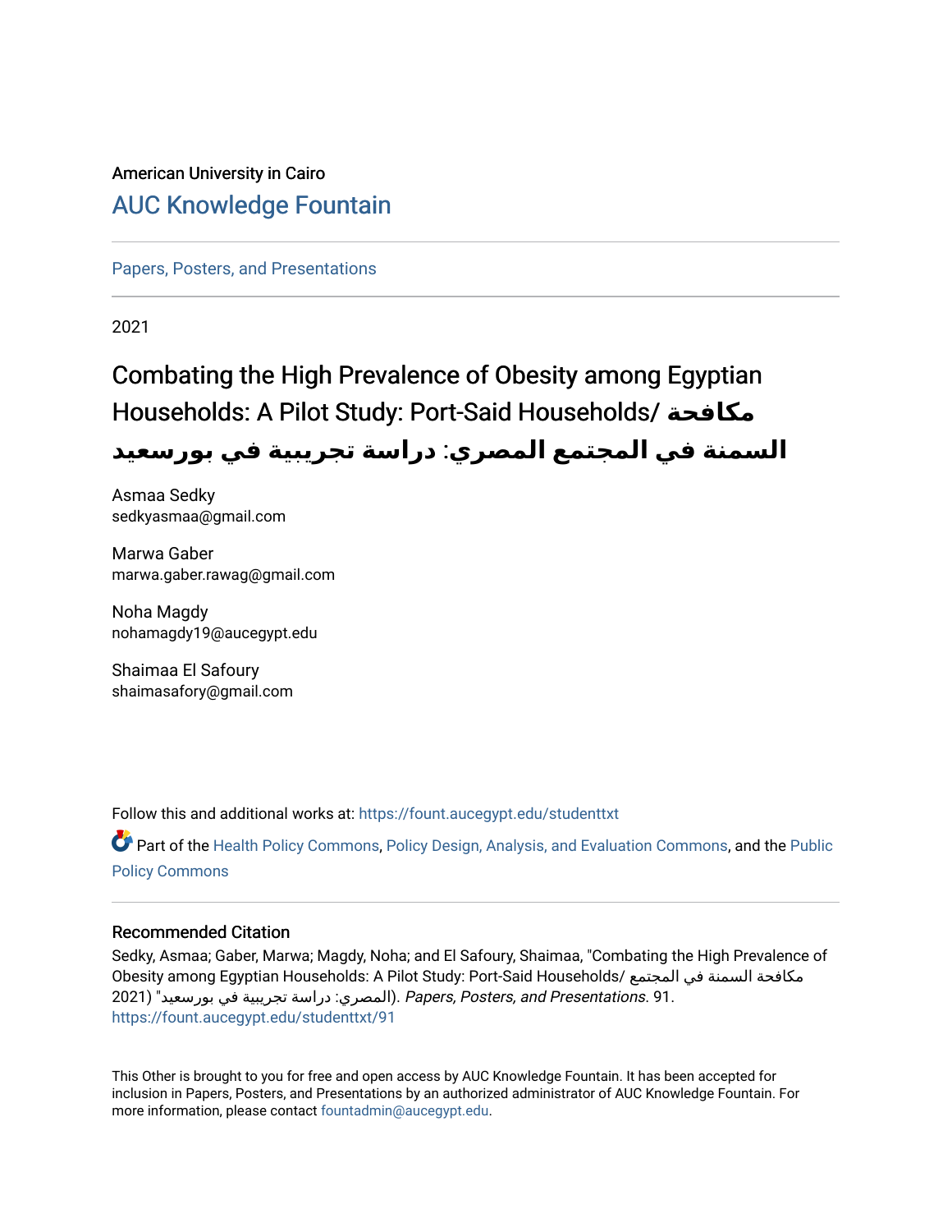American University in Cairo

# AUC Knowledge Fountain

Papers, Posters, and Presentations

2021

# Combating the High Prevalence of Obesity among Egyptian Households: A Pilot Study: Port-Said Households/ مكافحة السمنة في المجتمع المصري: دراسة تجريبية في بورسعيد

Asmaa Sedky
sedkyasmaa@gmail.com

Marwa Gaber
marwa.gaber.rawag@gmail.com

Noha Magdy
nohamagdy19@aucegypt.edu

Shaimaa El Safoury
shaimasafory@gmail.com

Follow this and additional works at: https://fount.aucegypt.edu/studenttxt

Part of the Health Policy Commons, Policy Design, Analysis, and Evaluation Commons, and the Public Policy Commons

## Recommended Citation

Sedky, Asmaa; Gaber, Marwa; Magdy, Noha; and El Safoury, Shaimaa, "Combating the High Prevalence of Obesity among Egyptian Households: A Pilot Study: Port-Said Households/ مكافحة السمنة في المجتمع المصري: دراسة تجريبية في بورسعيد" (2021). *Papers, Posters, and Presentations*. 91.
https://fount.aucegypt.edu/studenttxt/91

This Other is brought to you for free and open access by AUC Knowledge Fountain. It has been accepted for inclusion in Papers, Posters, and Presentations by an authorized administrator of AUC Knowledge Fountain. For more information, please contact fountadmin@aucegypt.edu.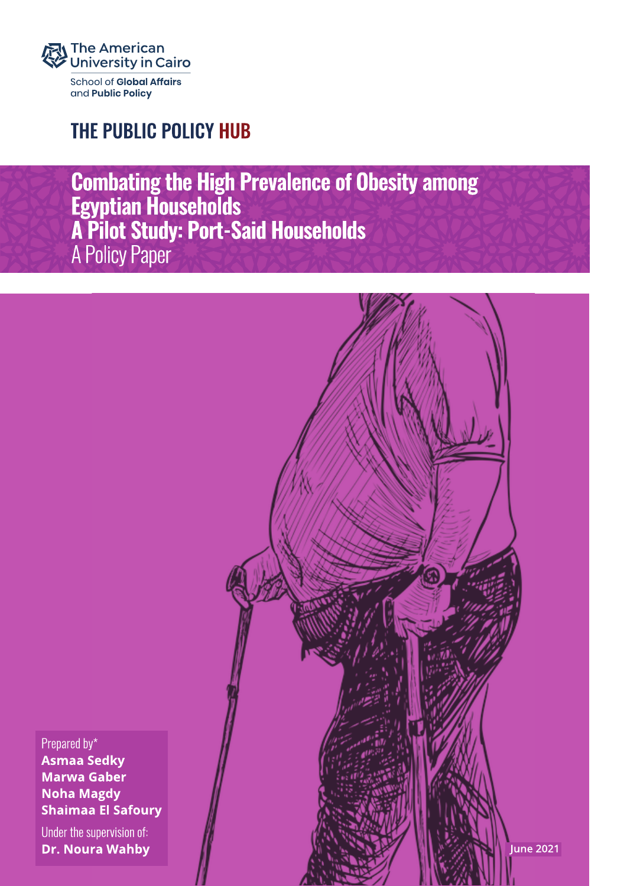The American University in Cairo

School of **Global Affairs** and **Public Policy**

THE PUBLIC POLICY HUB

# Combating the High Prevalence of Obesity among Egyptian Households
# A Pilot Study: Port-Said Households

A Policy Paper

Prepared by*

**Asmaa Sedky**
**Marwa Gaber**
**Noha Magdy**
**Shaimaa El Safoury**

Under the supervision of:
**Dr. Noura Wahby**

June 2021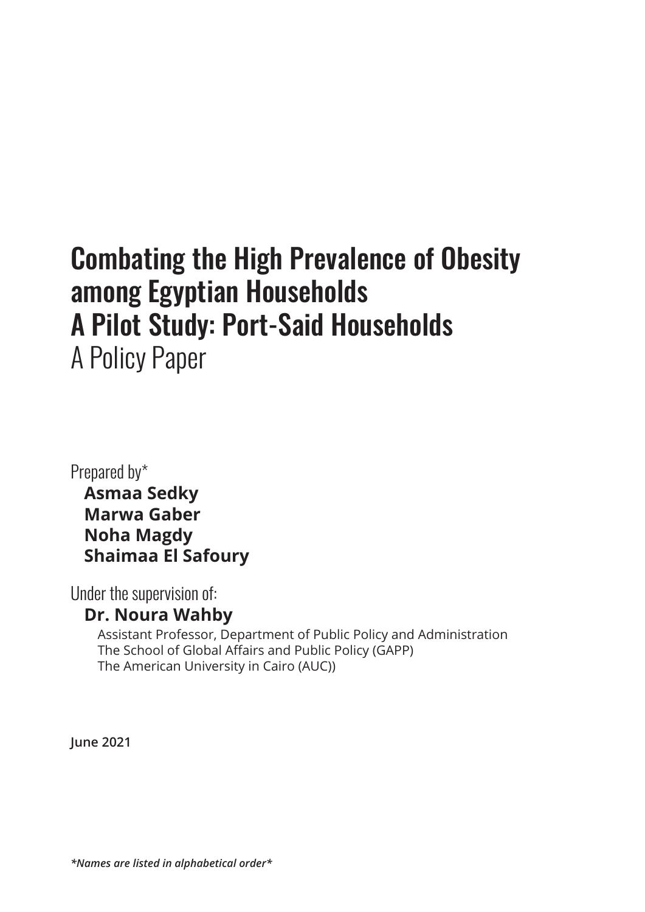# Combating the High Prevalence of Obesity among Egyptian Households
# A Pilot Study: Port-Said Households

A Policy Paper

Prepared by*

**Asmaa Sedky**
**Marwa Gaber**
**Noha Magdy**
**Shaimaa El Safoury**

Under the supervision of:

**Dr. Noura Wahby**

Assistant Professor, Department of Public Policy and Administration
The School of Global Affairs and Public Policy (GAPP)
The American University in Cairo (AUC))

**June 2021**

***Names are listed in alphabetical order***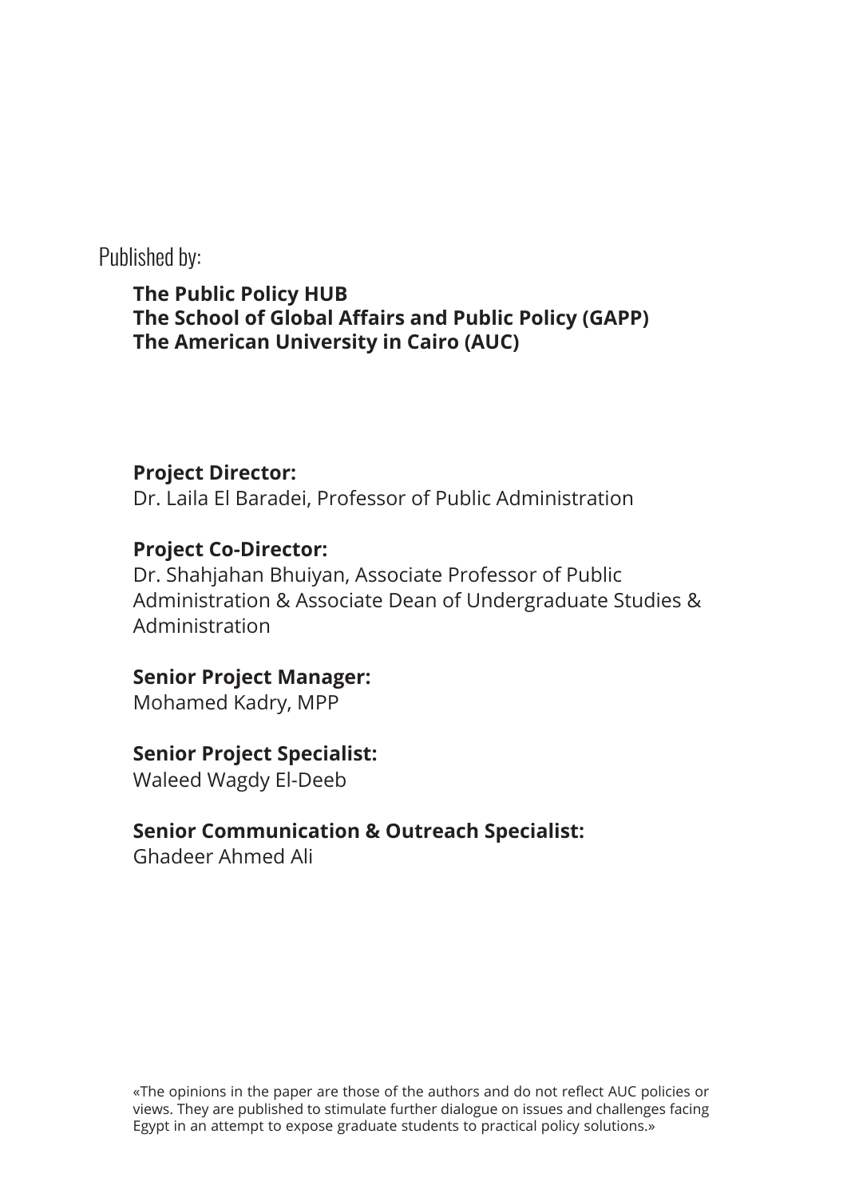Published by:

**The Public Policy HUB**
**The School of Global Affairs and Public Policy (GAPP)**
**The American University in Cairo (AUC)**

**Project Director:**
Dr. Laila El Baradei, Professor of Public Administration

**Project Co-Director:**
Dr. Shahjahan Bhuiyan, Associate Professor of Public Administration & Associate Dean of Undergraduate Studies & Administration

**Senior Project Manager:**
Mohamed Kadry, MPP

**Senior Project Specialist:**
Waleed Wagdy El-Deeb

**Senior Communication & Outreach Specialist:**
Ghadeer Ahmed Ali

«The opinions in the paper are those of the authors and do not reflect AUC policies or views. They are published to stimulate further dialogue on issues and challenges facing Egypt in an attempt to expose graduate students to practical policy solutions.»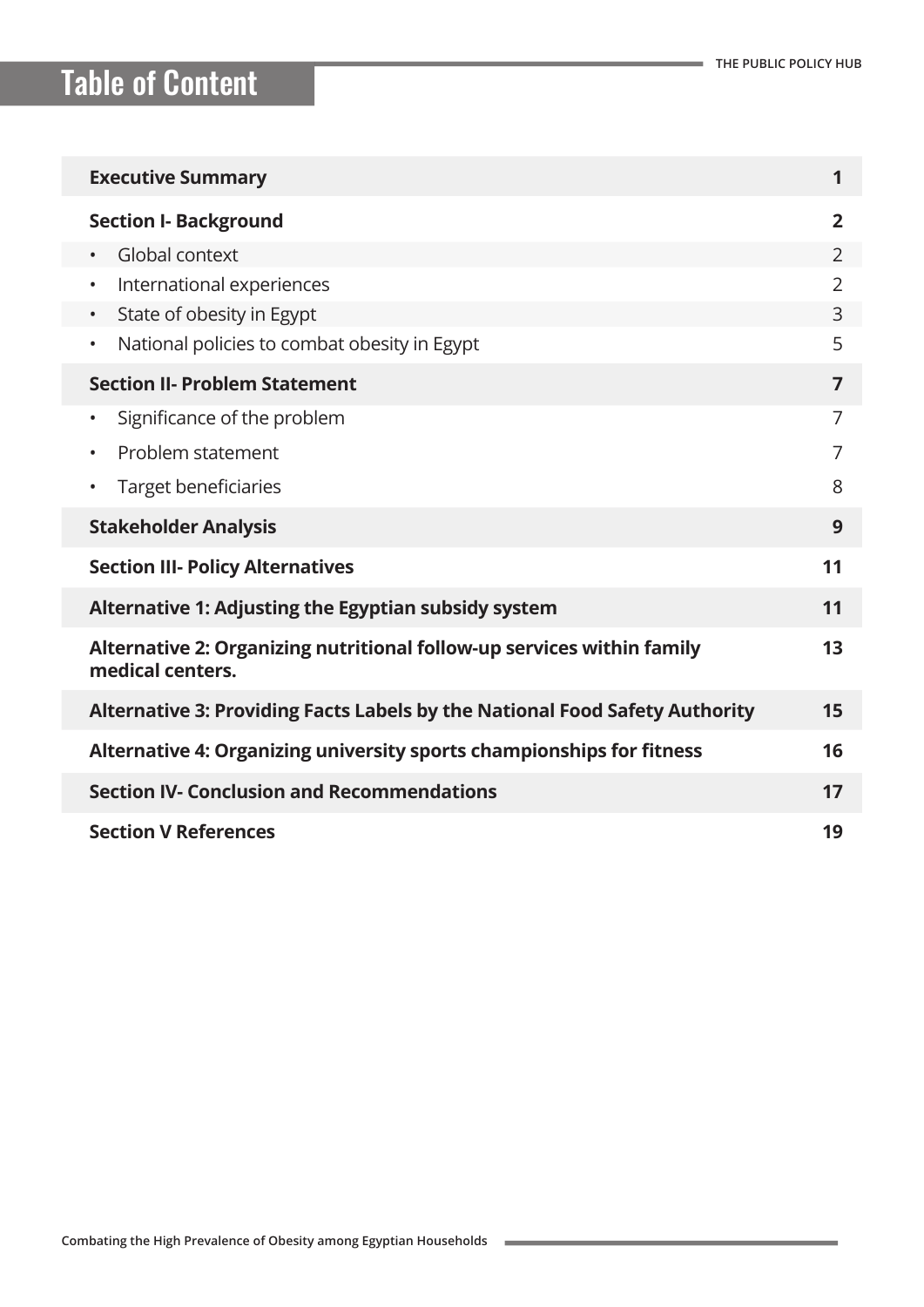# Table of Content

| | |
|---|---|
| **Executive Summary** | **1** |
| **Section I- Background** | **2** |
| • Global context | 2 |
| • International experiences | 2 |
| • State of obesity in Egypt | 3 |
| • National policies to combat obesity in Egypt | 5 |
| **Section II- Problem Statement** | **7** |
| • Significance of the problem | 7 |
| • Problem statement | 7 |
| • Target beneficiaries | 8 |
| **Stakeholder Analysis** | **9** |
| **Section III- Policy Alternatives** | **11** |
| **Alternative 1: Adjusting the Egyptian subsidy system** | **11** |
| **Alternative 2: Organizing nutritional follow-up services within family medical centers.** | **13** |
| **Alternative 3: Providing Facts Labels by the National Food Safety Authority** | **15** |
| **Alternative 4: Organizing university sports championships for fitness** | **16** |
| **Section IV- Conclusion and Recommendations** | **17** |
| **Section V References** | **19** |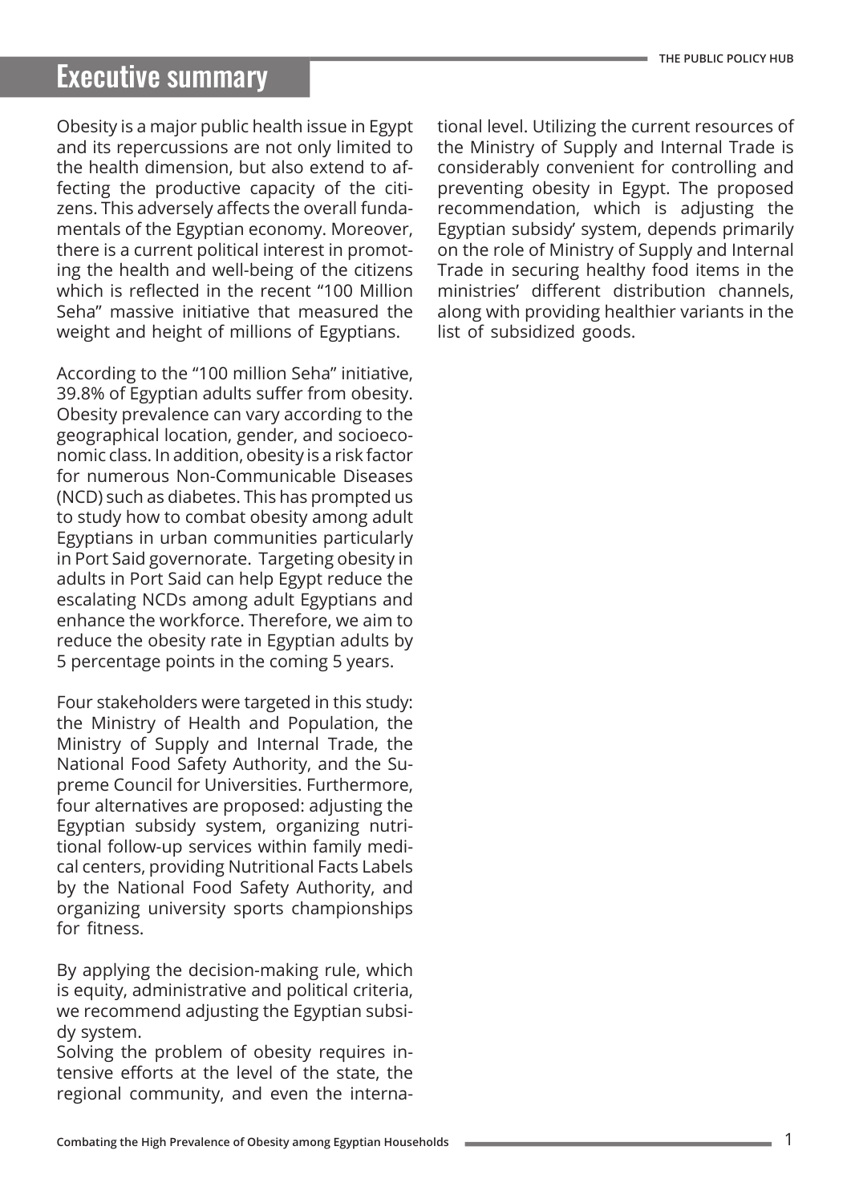# Executive summary

Obesity is a major public health issue in Egypt and its repercussions are not only limited to the health dimension, but also extend to affecting the productive capacity of the citizens. This adversely affects the overall fundamentals of the Egyptian economy. Moreover, there is a current political interest in promoting the health and well-being of the citizens which is reflected in the recent "100 Million Seha" massive initiative that measured the weight and height of millions of Egyptians.

According to the "100 million Seha" initiative, 39.8% of Egyptian adults suffer from obesity. Obesity prevalence can vary according to the geographical location, gender, and socioeconomic class. In addition, obesity is a risk factor for numerous Non-Communicable Diseases (NCD) such as diabetes. This has prompted us to study how to combat obesity among adult Egyptians in urban communities particularly in Port Said governorate. Targeting obesity in adults in Port Said can help Egypt reduce the escalating NCDs among adult Egyptians and enhance the workforce. Therefore, we aim to reduce the obesity rate in Egyptian adults by 5 percentage points in the coming 5 years.

Four stakeholders were targeted in this study: the Ministry of Health and Population, the Ministry of Supply and Internal Trade, the National Food Safety Authority, and the Supreme Council for Universities. Furthermore, four alternatives are proposed: adjusting the Egyptian subsidy system, organizing nutritional follow-up services within family medical centers, providing Nutritional Facts Labels by the National Food Safety Authority, and organizing university sports championships for fitness.

By applying the decision-making rule, which is equity, administrative and political criteria, we recommend adjusting the Egyptian subsidy system.

Solving the problem of obesity requires intensive efforts at the level of the state, the regional community, and even the international level. Utilizing the current resources of the Ministry of Supply and Internal Trade is considerably convenient for controlling and preventing obesity in Egypt. The proposed recommendation, which is adjusting the Egyptian subsidy' system, depends primarily on the role of Ministry of Supply and Internal Trade in securing healthy food items in the ministries' different distribution channels, along with providing healthier variants in the list of subsidized goods.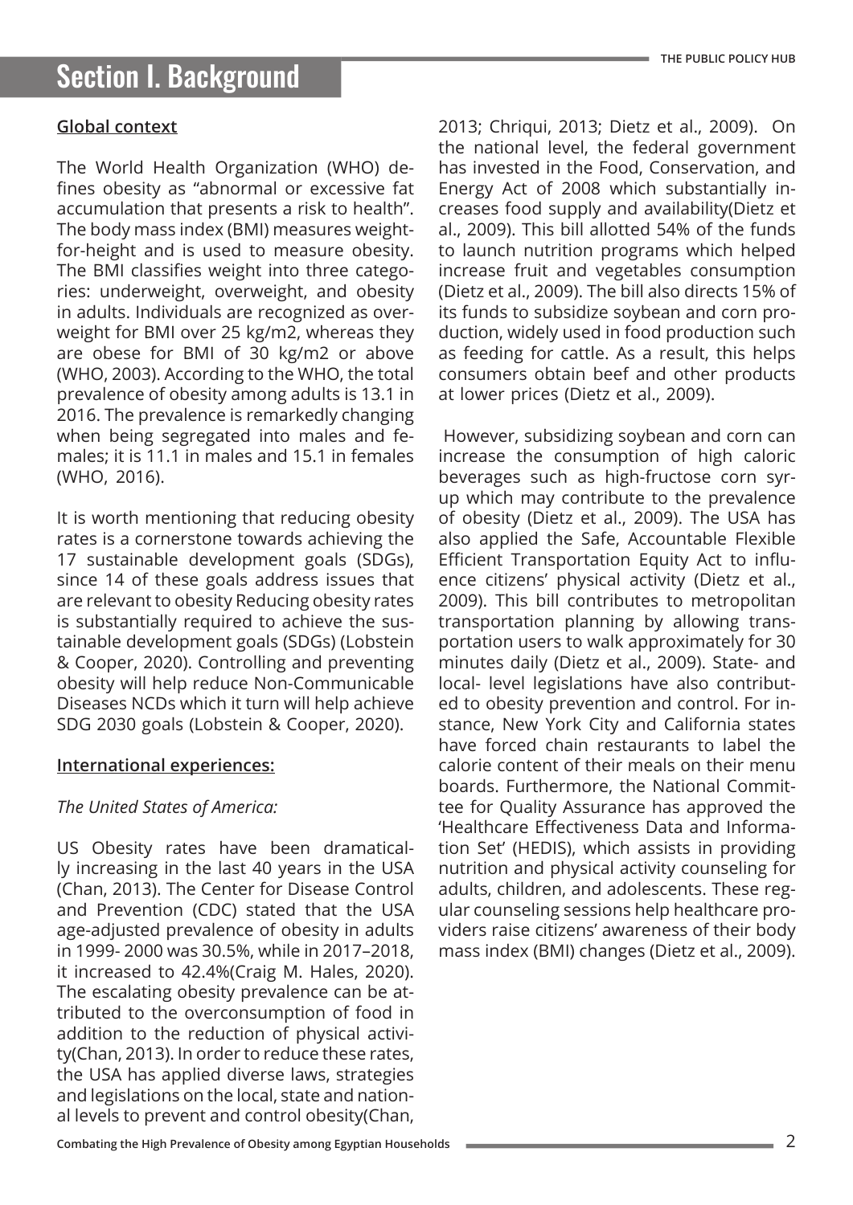# Section I. Background

## Global context

The World Health Organization (WHO) defines obesity as "abnormal or excessive fat accumulation that presents a risk to health". The body mass index (BMI) measures weight-for-height and is used to measure obesity. The BMI classifies weight into three categories: underweight, overweight, and obesity in adults. Individuals are recognized as overweight for BMI over 25 kg/m2, whereas they are obese for BMI of 30 kg/m2 or above (WHO, 2003). According to the WHO, the total prevalence of obesity among adults is 13.1 in 2016. The prevalence is remarkedly changing when being segregated into males and females; it is 11.1 in males and 15.1 in females (WHO, 2016).

It is worth mentioning that reducing obesity rates is a cornerstone towards achieving the 17 sustainable development goals (SDGs), since 14 of these goals address issues that are relevant to obesity Reducing obesity rates is substantially required to achieve the sustainable development goals (SDGs) (Lobstein & Cooper, 2020). Controlling and preventing obesity will help reduce Non-Communicable Diseases NCDs which it turn will help achieve SDG 2030 goals (Lobstein & Cooper, 2020).

## International experiences:

*The United States of America:*

US Obesity rates have been dramatically increasing in the last 40 years in the USA (Chan, 2013). The Center for Disease Control and Prevention (CDC) stated that the USA age-adjusted prevalence of obesity in adults in 1999- 2000 was 30.5%, while in 2017–2018, it increased to 42.4%(Craig M. Hales, 2020). The escalating obesity prevalence can be attributed to the overconsumption of food in addition to the reduction of physical activity(Chan, 2013). In order to reduce these rates, the USA has applied diverse laws, strategies and legislations on the local, state and national levels to prevent and control obesity(Chan, 2013; Chriqui, 2013; Dietz et al., 2009). On the national level, the federal government has invested in the Food, Conservation, and Energy Act of 2008 which substantially increases food supply and availability(Dietz et al., 2009). This bill allotted 54% of the funds to launch nutrition programs which helped increase fruit and vegetables consumption (Dietz et al., 2009). The bill also directs 15% of its funds to subsidize soybean and corn production, widely used in food production such as feeding for cattle. As a result, this helps consumers obtain beef and other products at lower prices (Dietz et al., 2009).

However, subsidizing soybean and corn can increase the consumption of high caloric beverages such as high-fructose corn syrup which may contribute to the prevalence of obesity (Dietz et al., 2009). The USA has also applied the Safe, Accountable Flexible Efficient Transportation Equity Act to influence citizens' physical activity (Dietz et al., 2009). This bill contributes to metropolitan transportation planning by allowing transportation users to walk approximately for 30 minutes daily (Dietz et al., 2009). State- and local- level legislations have also contributed to obesity prevention and control. For instance, New York City and California states have forced chain restaurants to label the calorie content of their meals on their menu boards. Furthermore, the National Committee for Quality Assurance has approved the 'Healthcare Effectiveness Data and Information Set' (HEDIS), which assists in providing nutrition and physical activity counseling for adults, children, and adolescents. These regular counseling sessions help healthcare providers raise citizens' awareness of their body mass index (BMI) changes (Dietz et al., 2009).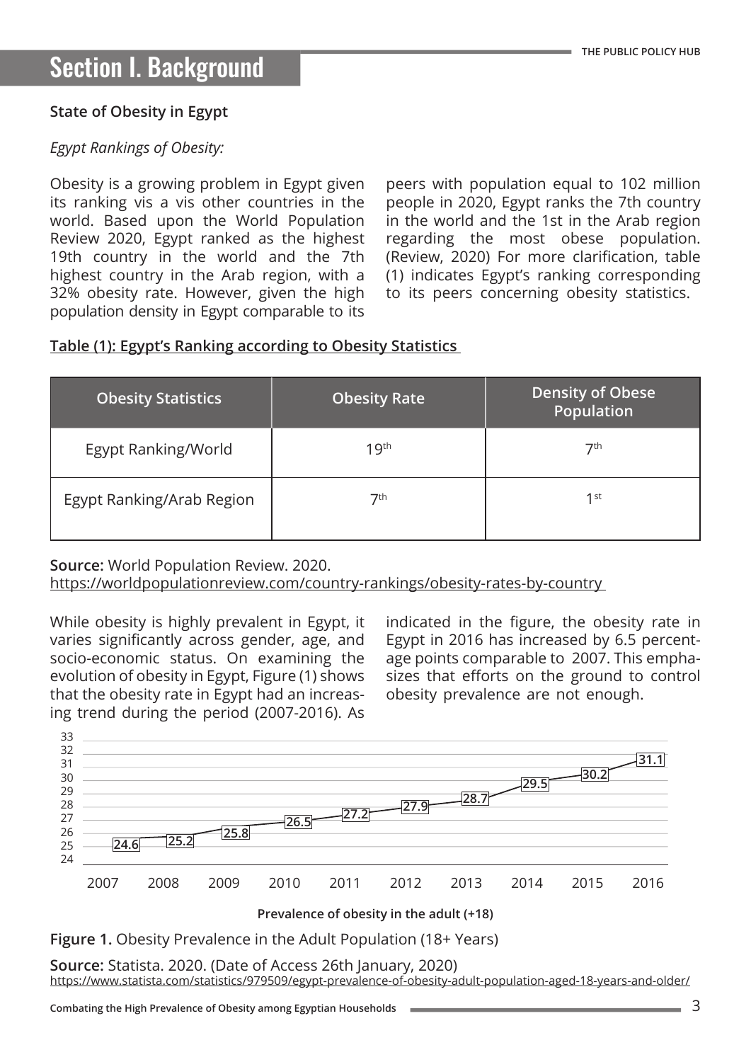# Section I. Background

### State of Obesity in Egypt

*Egypt Rankings of Obesity:*

Obesity is a growing problem in Egypt given its ranking vis a vis other countries in the world. Based upon the World Population Review 2020, Egypt ranked as the highest 19th country in the world and the 7th highest country in the Arab region, with a 32% obesity rate. However, given the high population density in Egypt comparable to its peers with population equal to 102 million people in 2020, Egypt ranks the 7th country in the world and the 1st in the Arab region regarding the most obese population. (Review, 2020) For more clarification, table (1) indicates Egypt's ranking corresponding to its peers concerning obesity statistics.

**Table (1): Egypt's Ranking according to Obesity Statistics**

| Obesity Statistics | Obesity Rate | Density of Obese Population |
|---|---|---|
| Egypt Ranking/World | 19th | 7th |
| Egypt Ranking/Arab Region | 7th | 1st |

**Source:** World Population Review. 2020. https://worldpopulationreview.com/country-rankings/obesity-rates-by-country

While obesity is highly prevalent in Egypt, it varies significantly across gender, age, and socio-economic status. On examining the evolution of obesity in Egypt, Figure (1) shows that the obesity rate in Egypt had an increasing trend during the period (2007-2016). As indicated in the figure, the obesity rate in Egypt in 2016 has increased by 6.5 percentage points comparable to 2007. This emphasizes that efforts on the ground to control obesity prevalence are not enough.

| Year | 2007 | 2008 | 2009 | 2010 | 2011 | 2012 | 2013 | 2014 | 2015 | 2016 |
|---|---|---|---|---|---|---|---|---|---|---|
| Prevalence of obesity in the adult (+18) | 24.6 | 25.2 | 25.8 | 26.5 | 27.2 | 27.9 | 28.7 | 29.5 | 30.2 | 31.1 |

**Figure 1.** Obesity Prevalence in the Adult Population (18+ Years)

**Source:** Statista. 2020. (Date of Access 26th January, 2020) https://www.statista.com/statistics/979509/egypt-prevalence-of-obesity-adult-population-aged-18-years-and-older/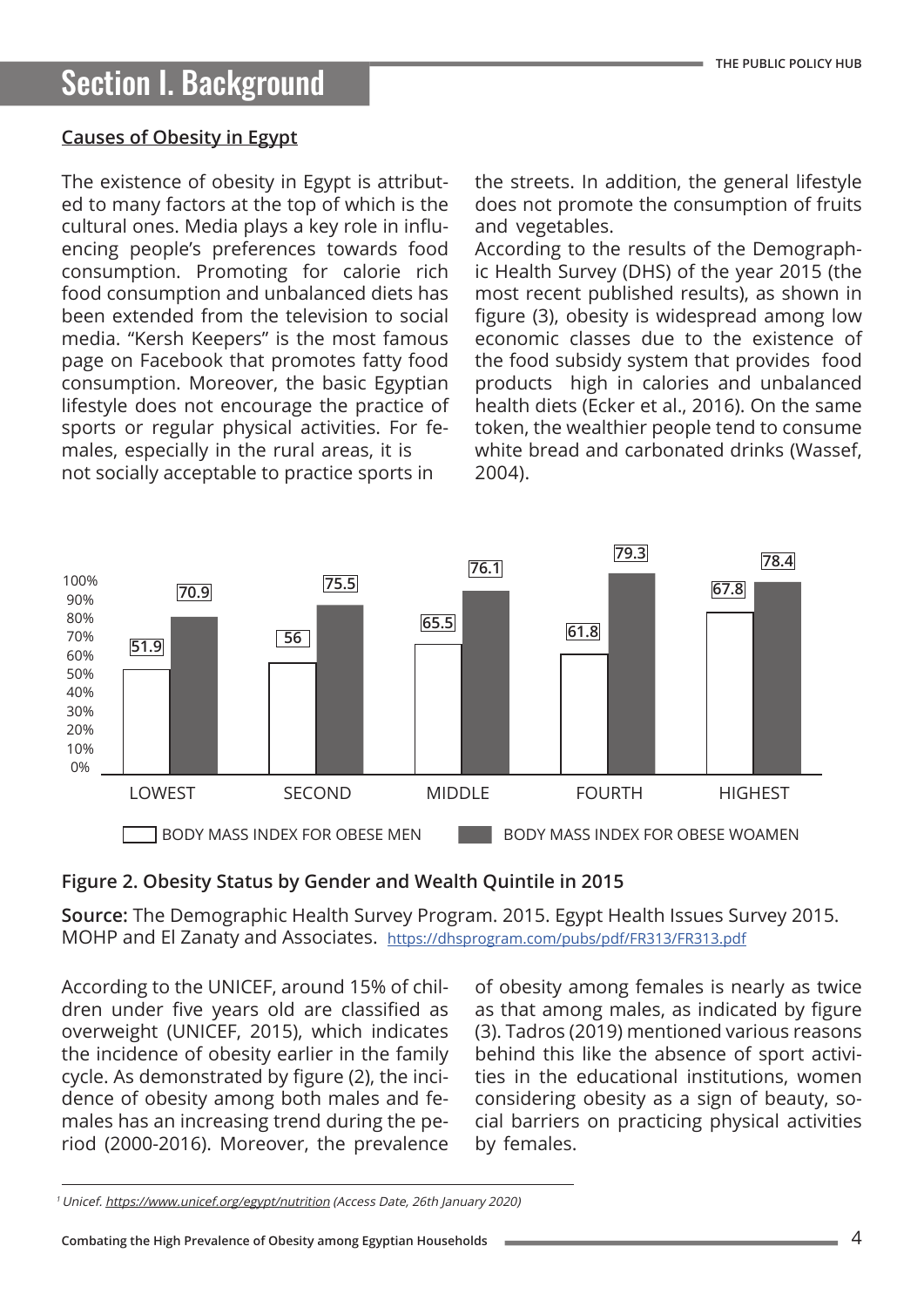# Section I. Background

## Causes of Obesity in Egypt

The existence of obesity in Egypt is attributed to many factors at the top of which is the cultural ones. Media plays a key role in influencing people's preferences towards food consumption. Promoting for calorie rich food consumption and unbalanced diets has been extended from the television to social media. "Kersh Keepers" is the most famous page on Facebook that promotes fatty food consumption. Moreover, the basic Egyptian lifestyle does not encourage the practice of sports or regular physical activities. For females, especially in the rural areas, it is not socially acceptable to practice sports in the streets. In addition, the general lifestyle does not promote the consumption of fruits and vegetables.

According to the results of the Demographic Health Survey (DHS) of the year 2015 (the most recent published results), as shown in figure (3), obesity is widespread among low economic classes due to the existence of the food subsidy system that provides food products high in calories and unbalanced health diets (Ecker et al., 2016). On the same token, the wealthier people tend to consume white bread and carbonated drinks (Wassef, 2004).

| Wealth Quintile | Body Mass Index for Obese Men | Body Mass Index for Obese Woamen |
|---|---|---|
| LOWEST | 51.9 | 70.9 |
| SECOND | 56 | 75.5 |
| MIDDLE | 65.5 | 76.1 |
| FOURTH | 61.8 | 79.3 |
| HIGHEST | 67.8 | 78.4 |

**Figure 2. Obesity Status by Gender and Wealth Quintile in 2015**

**Source:** The Demographic Health Survey Program. 2015. Egypt Health Issues Survey 2015. MOHP and El Zanaty and Associates. https://dhsprogram.com/pubs/pdf/FR313/FR313.pdf

According to the UNICEF, around 15% of children under five years old are classified as overweight (UNICEF, 2015), which indicates the incidence of obesity earlier in the family cycle. As demonstrated by figure (2), the incidence of obesity among both males and females has an increasing trend during the period (2000-2016). Moreover, the prevalence of obesity among females is nearly as twice as that among males, as indicated by figure (3). Tadros (2019) mentioned various reasons behind this like the absence of sport activities in the educational institutions, women considering obesity as a sign of beauty, social barriers on practicing physical activities by females.

---

[1] *Unicef. https://www.unicef.org/egypt/nutrition (Access Date, 26th January 2020)*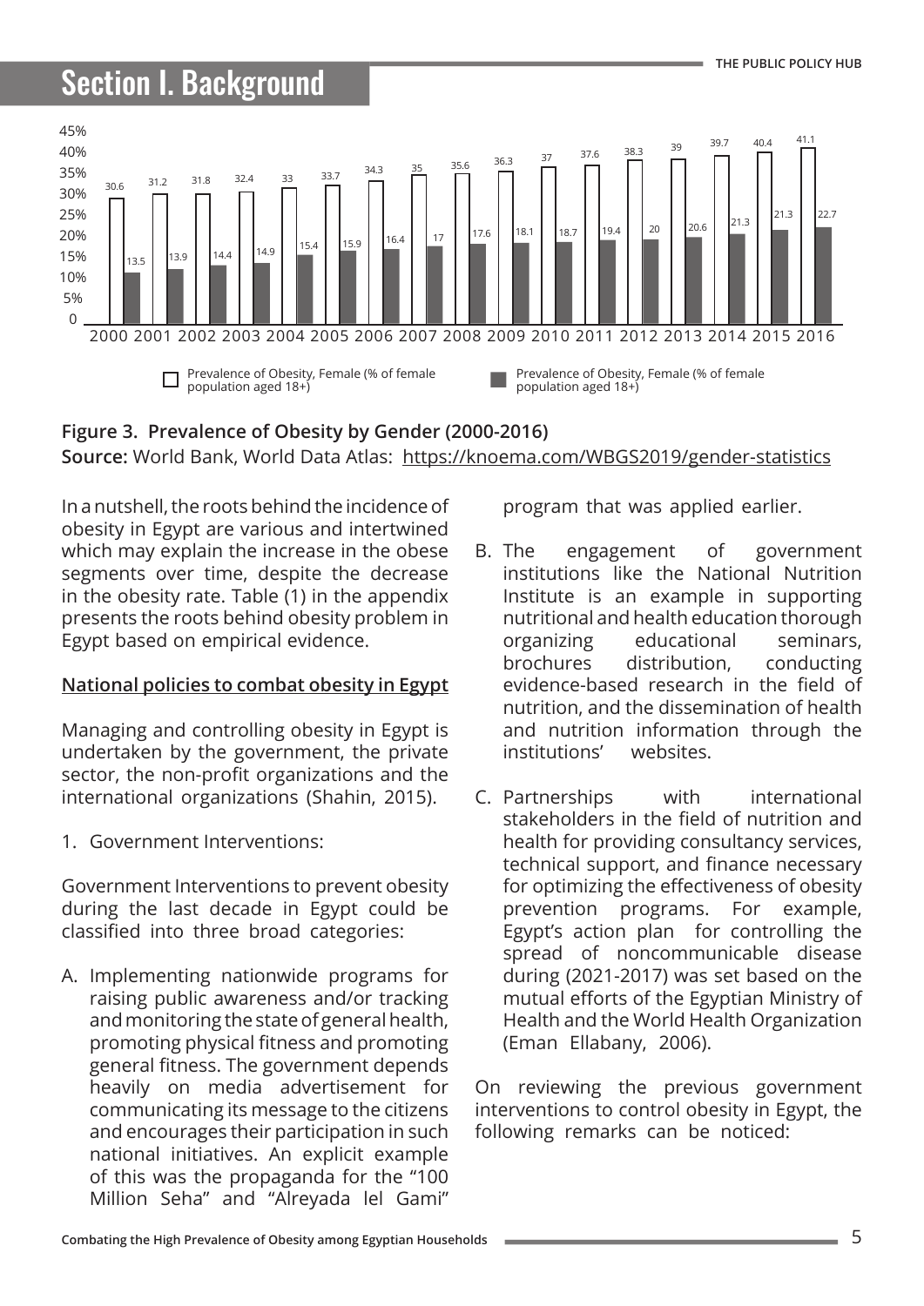# Section I. Background

| Year | Prevalence of Obesity, Female (% of female population aged 18+) | Prevalence of Obesity, Female (% of female population aged 18+) |
|---|---|---|
| 2000 | 30.6 | 13.5 |
| 2001 | 31.2 | 13.9 |
| 2002 | 31.8 | 14.4 |
| 2003 | 32.4 | 14.9 |
| 2004 | 33 | 15.4 |
| 2005 | 33.7 | 15.9 |
| 2006 | 34.3 | 16.4 |
| 2007 | 35 | 17 |
| 2008 | 35.6 | 17.6 |
| 2009 | 36.3 | 18.1 |
| 2010 | 37 | 18.7 |
| 2011 | 37.6 | 19.4 |
| 2012 | 38.3 | 20 |
| 2013 | 39 | 20.6 |
| 2014 | 39.7 | 21.3 |
| 2015 | 40.4 | 21.3 |
| 2016 | 41.1 | 22.7 |

**Figure 3. Prevalence of Obesity by Gender (2000-2016)**
**Source:** World Bank, World Data Atlas: https://knoema.com/WBGS2019/gender-statistics

In a nutshell, the roots behind the incidence of obesity in Egypt are various and intertwined which may explain the increase in the obese segments over time, despite the decrease in the obesity rate. Table (1) in the appendix presents the roots behind obesity problem in Egypt based on empirical evidence.

**National policies to combat obesity in Egypt**

Managing and controlling obesity in Egypt is undertaken by the government, the private sector, the non-profit organizations and the international organizations (Shahin, 2015).

1. Government Interventions:

Government Interventions to prevent obesity during the last decade in Egypt could be classified into three broad categories:

A. Implementing nationwide programs for raising public awareness and/or tracking and monitoring the state of general health, promoting physical fitness and promoting general fitness. The government depends heavily on media advertisement for communicating its message to the citizens and encourages their participation in such national initiatives. An explicit example of this was the propaganda for the "100 Million Seha" and "Alreyada lel Gami" program that was applied earlier.

B. The engagement of government institutions like the National Nutrition Institute is an example in supporting nutritional and health education thorough organizing educational seminars, brochures distribution, conducting evidence-based research in the field of nutrition, and the dissemination of health and nutrition information through the institutions' websites.

C. Partnerships with international stakeholders in the field of nutrition and health for providing consultancy services, technical support, and finance necessary for optimizing the effectiveness of obesity prevention programs. For example, Egypt's action plan for controlling the spread of noncommunicable disease during (2021-2017) was set based on the mutual efforts of the Egyptian Ministry of Health and the World Health Organization (Eman Ellabany, 2006).

On reviewing the previous government interventions to control obesity in Egypt, the following remarks can be noticed: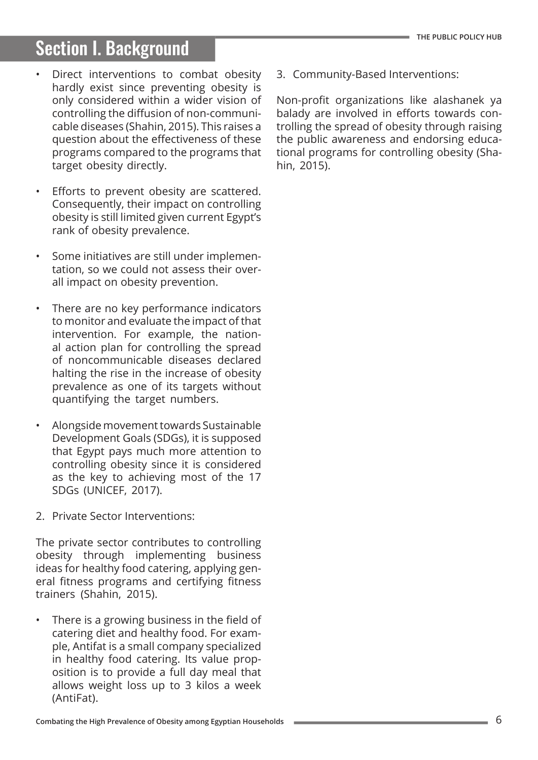# Section I. Background

- Direct interventions to combat obesity hardly exist since preventing obesity is only considered within a wider vision of controlling the diffusion of non-communicable diseases (Shahin, 2015). This raises a question about the effectiveness of these programs compared to the programs that target obesity directly.

- Efforts to prevent obesity are scattered. Consequently, their impact on controlling obesity is still limited given current Egypt's rank of obesity prevalence.

- Some initiatives are still under implementation, so we could not assess their overall impact on obesity prevention.

- There are no key performance indicators to monitor and evaluate the impact of that intervention. For example, the national action plan for controlling the spread of noncommunicable diseases declared halting the rise in the increase of obesity prevalence as one of its targets without quantifying the target numbers.

- Alongside movement towards Sustainable Development Goals (SDGs), it is supposed that Egypt pays much more attention to controlling obesity since it is considered as the key to achieving most of the 17 SDGs (UNICEF, 2017).

2. Private Sector Interventions:

The private sector contributes to controlling obesity through implementing business ideas for healthy food catering, applying general fitness programs and certifying fitness trainers (Shahin, 2015).

- There is a growing business in the field of catering diet and healthy food. For example, Antifat is a small company specialized in healthy food catering. Its value proposition is to provide a full day meal that allows weight loss up to 3 kilos a week (AntiFat).

3. Community-Based Interventions:

Non-profit organizations like alashanek ya balady are involved in efforts towards controlling the spread of obesity through raising the public awareness and endorsing educational programs for controlling obesity (Shahin, 2015).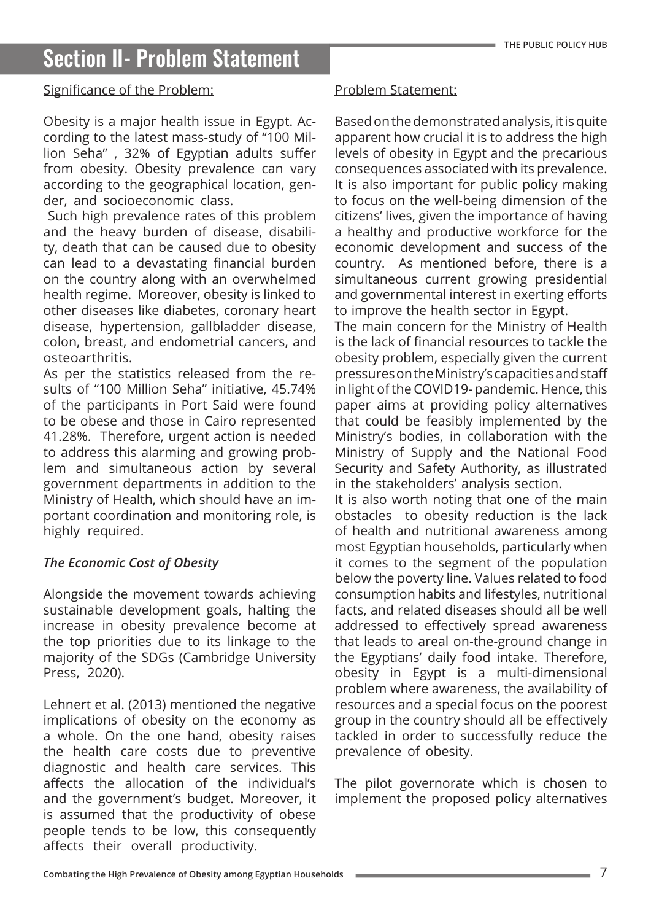# Section II- Problem Statement

## Significance of the Problem:

Obesity is a major health issue in Egypt. According to the latest mass-study of "100 Million Seha" , 32% of Egyptian adults suffer from obesity. Obesity prevalence can vary according to the geographical location, gender, and socioeconomic class.

Such high prevalence rates of this problem and the heavy burden of disease, disability, death that can be caused due to obesity can lead to a devastating financial burden on the country along with an overwhelmed health regime. Moreover, obesity is linked to other diseases like diabetes, coronary heart disease, hypertension, gallbladder disease, colon, breast, and endometrial cancers, and osteoarthritis.

As per the statistics released from the results of "100 Million Seha" initiative, 45.74% of the participants in Port Said were found to be obese and those in Cairo represented 41.28%. Therefore, urgent action is needed to address this alarming and growing problem and simultaneous action by several government departments in addition to the Ministry of Health, which should have an important coordination and monitoring role, is highly required.

### *The Economic Cost of Obesity*

Alongside the movement towards achieving sustainable development goals, halting the increase in obesity prevalence become at the top priorities due to its linkage to the majority of the SDGs (Cambridge University Press, 2020).

Lehnert et al. (2013) mentioned the negative implications of obesity on the economy as a whole. On the one hand, obesity raises the health care costs due to preventive diagnostic and health care services. This affects the allocation of the individual's and the government's budget. Moreover, it is assumed that the productivity of obese people tends to be low, this consequently affects their overall productivity.

## Problem Statement:

Based on the demonstrated analysis, it is quite apparent how crucial it is to address the high levels of obesity in Egypt and the precarious consequences associated with its prevalence. It is also important for public policy making to focus on the well-being dimension of the citizens' lives, given the importance of having a healthy and productive workforce for the economic development and success of the country. As mentioned before, there is a simultaneous current growing presidential and governmental interest in exerting efforts to improve the health sector in Egypt.

The main concern for the Ministry of Health is the lack of financial resources to tackle the obesity problem, especially given the current pressures on the Ministry's capacities and staff in light of the COVID19- pandemic. Hence, this paper aims at providing policy alternatives that could be feasibly implemented by the Ministry's bodies, in collaboration with the Ministry of Supply and the National Food Security and Safety Authority, as illustrated in the stakeholders' analysis section.

It is also worth noting that one of the main obstacles to obesity reduction is the lack of health and nutritional awareness among most Egyptian households, particularly when it comes to the segment of the population below the poverty line. Values related to food consumption habits and lifestyles, nutritional facts, and related diseases should all be well addressed to effectively spread awareness that leads to areal on-the-ground change in the Egyptians' daily food intake. Therefore, obesity in Egypt is a multi-dimensional problem where awareness, the availability of resources and a special focus on the poorest group in the country should all be effectively tackled in order to successfully reduce the prevalence of obesity.

The pilot governorate which is chosen to implement the proposed policy alternatives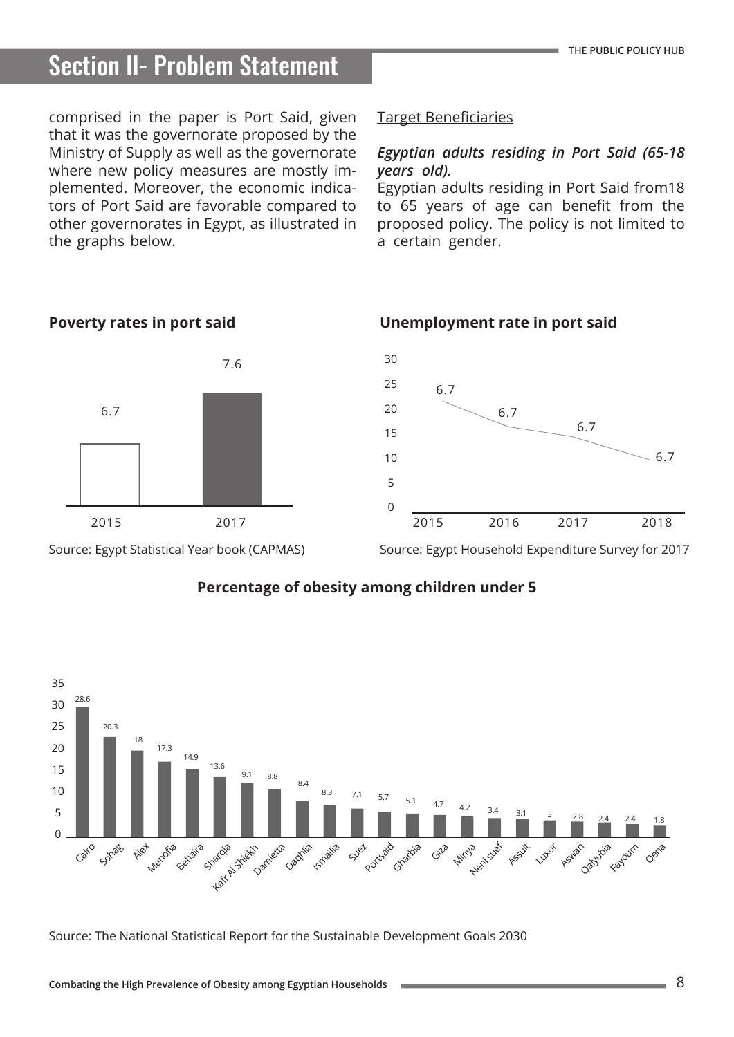## Section II- Problem Statement

comprised in the paper is Port Said, given that it was the governorate proposed by the Ministry of Supply as well as the governorate where new policy measures are mostly implemented. Moreover, the economic indicators of Port Said are favorable compared to other governorates in Egypt, as illustrated in the graphs below.

Target Beneficiaries

***Egyptian adults residing in Port Said (65-18 years old).***

Egyptian adults residing in Port Said from18 to 65 years of age can benefit from the proposed policy. The policy is not limited to a certain gender.

**Poverty rates in port said**

| Year | Value |
|---|---|
| 2015 | 6.7 |
| 2017 | 7.6 |

Source: Egypt Statistical Year book (CAPMAS)

**Unemployment rate in port said**

| Year | Value |
|---|---|
| 2015 | 6.7 |
| 2016 | 6.7 |
| 2017 | 6.7 |
| 2018 | 6.7 |

Source: Egypt Household Expenditure Survey for 2017

**Percentage of obesity among children under 5**

| Governorate | Value |
|---|---|
| Cairo | 28.6 |
| Sohag | 20.3 |
| Alex | 18 |
| Menofia | 17.3 |
| Behaira | 14.9 |
| Sharqia | 13.6 |
| Kafr Al Shiekh | 9.1 |
| Damietta | 8.8 |
| Daqhlia | 8.4 |
| Ismailia | 8.3 |
| Suez | 7.1 |
| Portsaid | 5.7 |
| Gharbia | 5.1 |
| Giza | 4.7 |
| Minya | 4.2 |
| Neni suef | 3.4 |
| Assuit | 3.1 |
| Luxor | 3 |
| Aswan | 2.8 |
| Qalyubia | 2.4 |
| Fayoum | 2.4 |
| Qena | 1.8 |

Source: The National Statistical Report for the Sustainable Development Goals 2030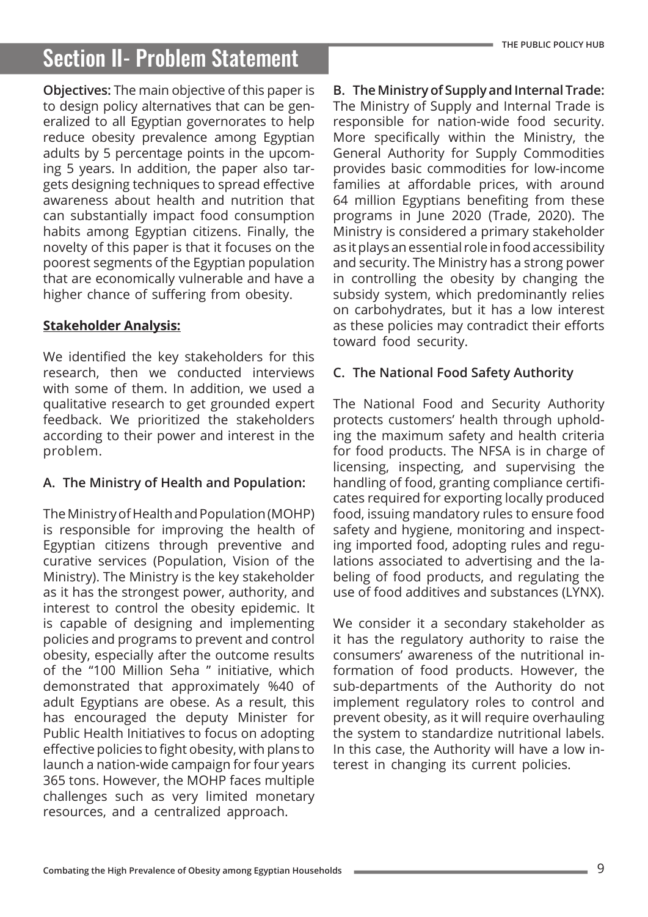# Section II- Problem Statement

**Objectives:** The main objective of this paper is to design policy alternatives that can be generalized to all Egyptian governorates to help reduce obesity prevalence among Egyptian adults by 5 percentage points in the upcoming 5 years. In addition, the paper also targets designing techniques to spread effective awareness about health and nutrition that can substantially impact food consumption habits among Egyptian citizens. Finally, the novelty of this paper is that it focuses on the poorest segments of the Egyptian population that are economically vulnerable and have a higher chance of suffering from obesity.

**Stakeholder Analysis:**

We identified the key stakeholders for this research, then we conducted interviews with some of them. In addition, we used a qualitative research to get grounded expert feedback. We prioritized the stakeholders according to their power and interest in the problem.

**A. The Ministry of Health and Population:**

The Ministry of Health and Population (MOHP) is responsible for improving the health of Egyptian citizens through preventive and curative services (Population, Vision of the Ministry). The Ministry is the key stakeholder as it has the strongest power, authority, and interest to control the obesity epidemic. It is capable of designing and implementing policies and programs to prevent and control obesity, especially after the outcome results of the "100 Million Seha " initiative, which demonstrated that approximately %40 of adult Egyptians are obese. As a result, this has encouraged the deputy Minister for Public Health Initiatives to focus on adopting effective policies to fight obesity, with plans to launch a nation-wide campaign for four years 365 tons. However, the MOHP faces multiple challenges such as very limited monetary resources, and a centralized approach.

**B. The Ministry of Supply and Internal Trade:** The Ministry of Supply and Internal Trade is responsible for nation-wide food security. More specifically within the Ministry, the General Authority for Supply Commodities provides basic commodities for low-income families at affordable prices, with around 64 million Egyptians benefiting from these programs in June 2020 (Trade, 2020). The Ministry is considered a primary stakeholder as it plays an essential role in food accessibility and security. The Ministry has a strong power in controlling the obesity by changing the subsidy system, which predominantly relies on carbohydrates, but it has a low interest as these policies may contradict their efforts toward food security.

**C. The National Food Safety Authority**

The National Food and Security Authority protects customers' health through upholding the maximum safety and health criteria for food products. The NFSA is in charge of licensing, inspecting, and supervising the handling of food, granting compliance certificates required for exporting locally produced food, issuing mandatory rules to ensure food safety and hygiene, monitoring and inspecting imported food, adopting rules and regulations associated to advertising and the labeling of food products, and regulating the use of food additives and substances (LYNX).

We consider it a secondary stakeholder as it has the regulatory authority to raise the consumers' awareness of the nutritional information of food products. However, the sub-departments of the Authority do not implement regulatory roles to control and prevent obesity, as it will require overhauling the system to standardize nutritional labels. In this case, the Authority will have a low interest in changing its current policies.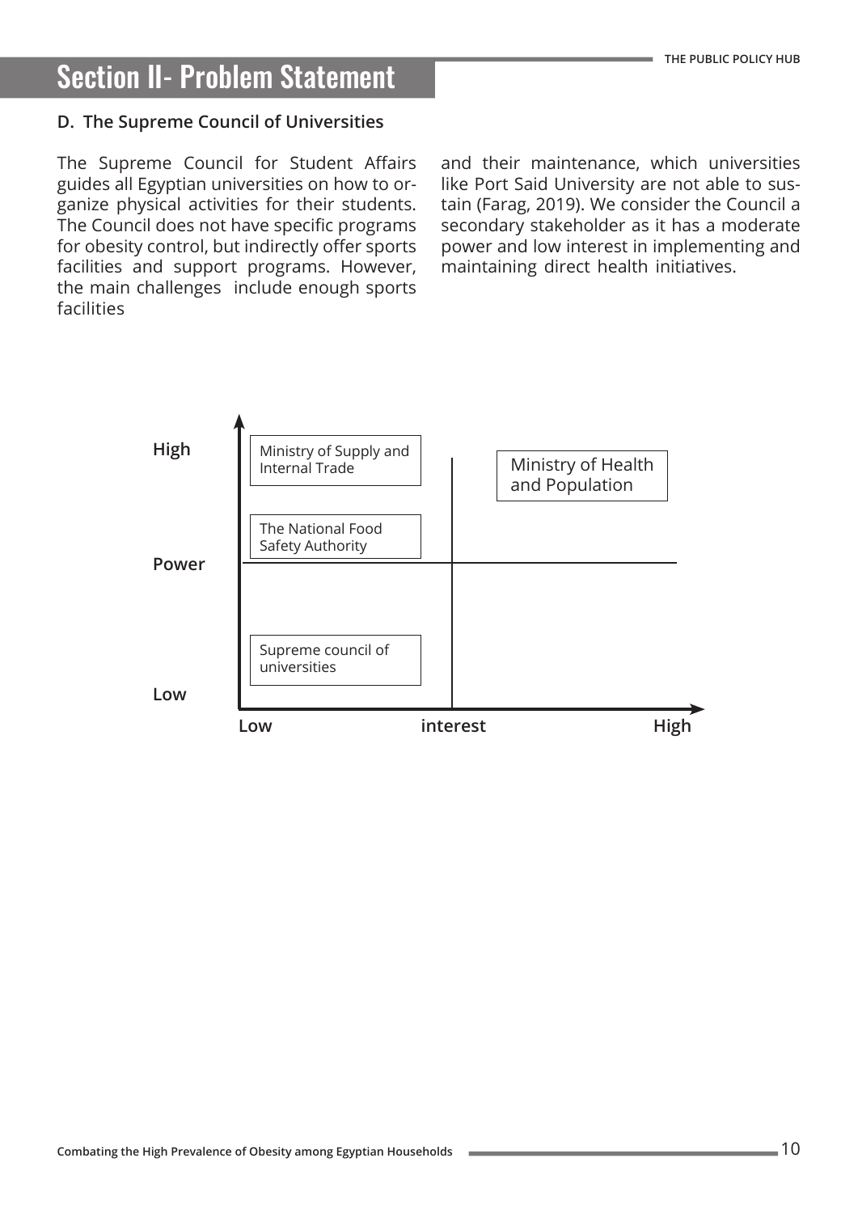## Section II- Problem Statement

### D. The Supreme Council of Universities

The Supreme Council for Student Affairs guides all Egyptian universities on how to organize physical activities for their students. The Council does not have specific programs for obesity control, but indirectly offer sports facilities and support programs. However, the main challenges include enough sports facilities and their maintenance, which universities like Port Said University are not able to sustain (Farag, 2019). We consider the Council a secondary stakeholder as it has a moderate power and low interest in implementing and maintaining direct health initiatives.

| Power \ interest | Low | High |
| --- | --- | --- |
| High | Ministry of Supply and Internal Trade; The National Food Safety Authority | Ministry of Health and Population |
| Low | Supreme council of universities | |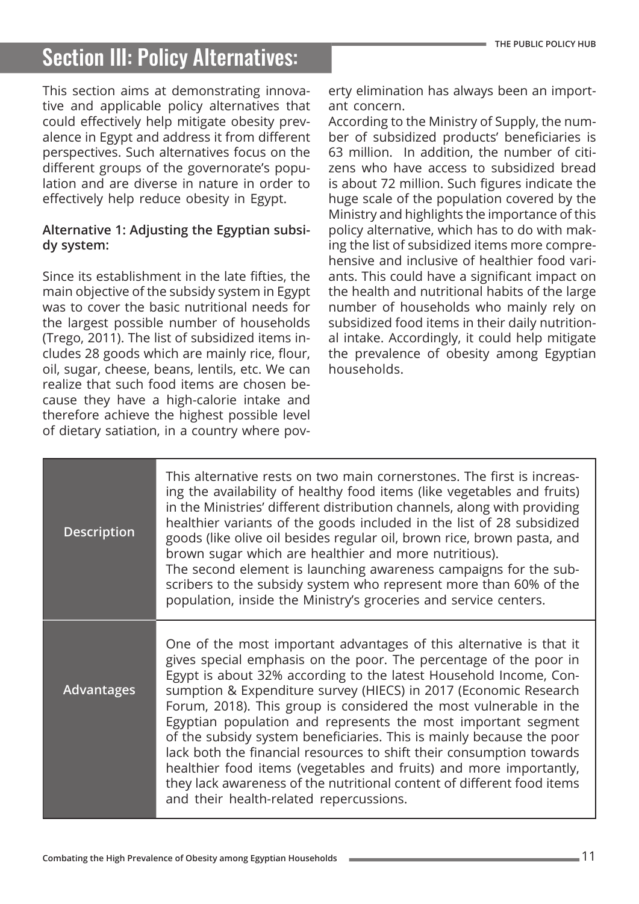# Section III: Policy Alternatives:

This section aims at demonstrating innovative and applicable policy alternatives that could effectively help mitigate obesity prevalence in Egypt and address it from different perspectives. Such alternatives focus on the different groups of the governorate's population and are diverse in nature in order to effectively help reduce obesity in Egypt.

### Alternative 1: Adjusting the Egyptian subsidy system:

Since its establishment in the late fifties, the main objective of the subsidy system in Egypt was to cover the basic nutritional needs for the largest possible number of households (Trego, 2011). The list of subsidized items includes 28 goods which are mainly rice, flour, oil, sugar, cheese, beans, lentils, etc. We can realize that such food items are chosen because they have a high-calorie intake and therefore achieve the highest possible level of dietary satiation, in a country where poverty elimination has always been an important concern.

According to the Ministry of Supply, the number of subsidized products' beneficiaries is 63 million. In addition, the number of citizens who have access to subsidized bread is about 72 million. Such figures indicate the huge scale of the population covered by the Ministry and highlights the importance of this policy alternative, which has to do with making the list of subsidized items more comprehensive and inclusive of healthier food variants. This could have a significant impact on the health and nutritional habits of the large number of households who mainly rely on subsidized food items in their daily nutritional intake. Accordingly, it could help mitigate the prevalence of obesity among Egyptian households.

| | |
|---|---|
| **Description** | This alternative rests on two main cornerstones. The first is increasing the availability of healthy food items (like vegetables and fruits) in the Ministries' different distribution channels, along with providing healthier variants of the goods included in the list of 28 subsidized goods (like olive oil besides regular oil, brown rice, brown pasta, and brown sugar which are healthier and more nutritious). The second element is launching awareness campaigns for the subscribers to the subsidy system who represent more than 60% of the population, inside the Ministry's groceries and service centers. |
| **Advantages** | One of the most important advantages of this alternative is that it gives special emphasis on the poor. The percentage of the poor in Egypt is about 32% according to the latest Household Income, Consumption & Expenditure survey (HIECS) in 2017 (Economic Research Forum, 2018). This group is considered the most vulnerable in the Egyptian population and represents the most important segment of the subsidy system beneficiaries. This is mainly because the poor lack both the financial resources to shift their consumption towards healthier food items (vegetables and fruits) and more importantly, they lack awareness of the nutritional content of different food items and their health-related repercussions. |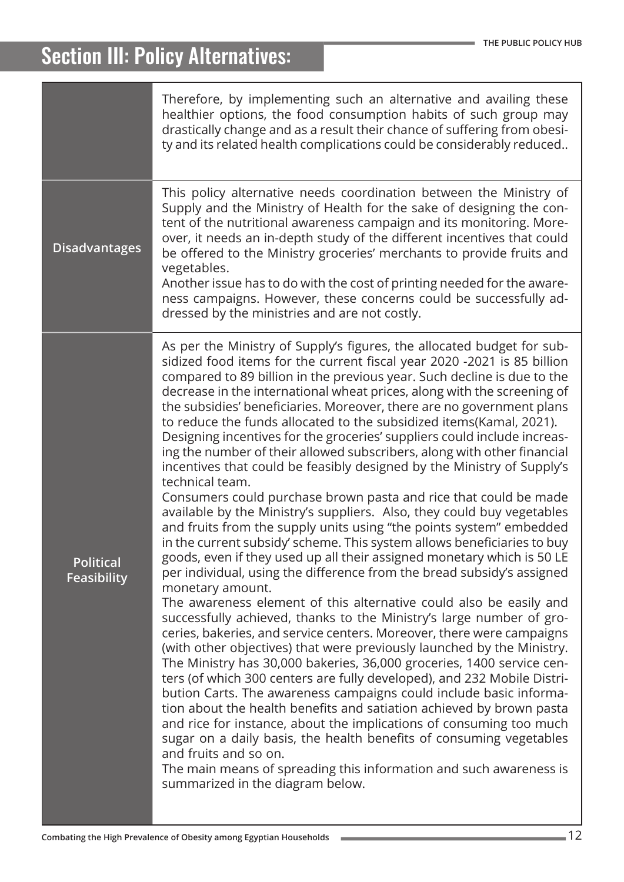## Section III: Policy Alternatives:

| | |
|---|---|
| | Therefore, by implementing such an alternative and availing these healthier options, the food consumption habits of such group may drastically change and as a result their chance of suffering from obesity and its related health complications could be considerably reduced.. |
| **Disadvantages** | This policy alternative needs coordination between the Ministry of Supply and the Ministry of Health for the sake of designing the content of the nutritional awareness campaign and its monitoring. Moreover, it needs an in-depth study of the different incentives that could be offered to the Ministry groceries' merchants to provide fruits and vegetables.<br>Another issue has to do with the cost of printing needed for the awareness campaigns. However, these concerns could be successfully addressed by the ministries and are not costly. |
| **Political Feasibility** | As per the Ministry of Supply's figures, the allocated budget for subsidized food items for the current fiscal year 2020 -2021 is 85 billion compared to 89 billion in the previous year. Such decline is due to the decrease in the international wheat prices, along with the screening of the subsidies' beneficiaries. Moreover, there are no government plans to reduce the funds allocated to the subsidized items(Kamal, 2021).<br>Designing incentives for the groceries' suppliers could include increasing the number of their allowed subscribers, along with other financial incentives that could be feasibly designed by the Ministry of Supply's technical team.<br>Consumers could purchase brown pasta and rice that could be made available by the Ministry's suppliers. Also, they could buy vegetables and fruits from the supply units using "the points system" embedded in the current subsidy' scheme. This system allows beneficiaries to buy goods, even if they used up all their assigned monetary which is 50 LE per individual, using the difference from the bread subsidy's assigned monetary amount.<br>The awareness element of this alternative could also be easily and successfully achieved, thanks to the Ministry's large number of groceries, bakeries, and service centers. Moreover, there were campaigns (with other objectives) that were previously launched by the Ministry. The Ministry has 30,000 bakeries, 36,000 groceries, 1400 service centers (of which 300 centers are fully developed), and 232 Mobile Distribution Carts. The awareness campaigns could include basic information about the health benefits and satiation achieved by brown pasta and rice for instance, about the implications of consuming too much sugar on a daily basis, the health benefits of consuming vegetables and fruits and so on.<br>The main means of spreading this information and such awareness is summarized in the diagram below. |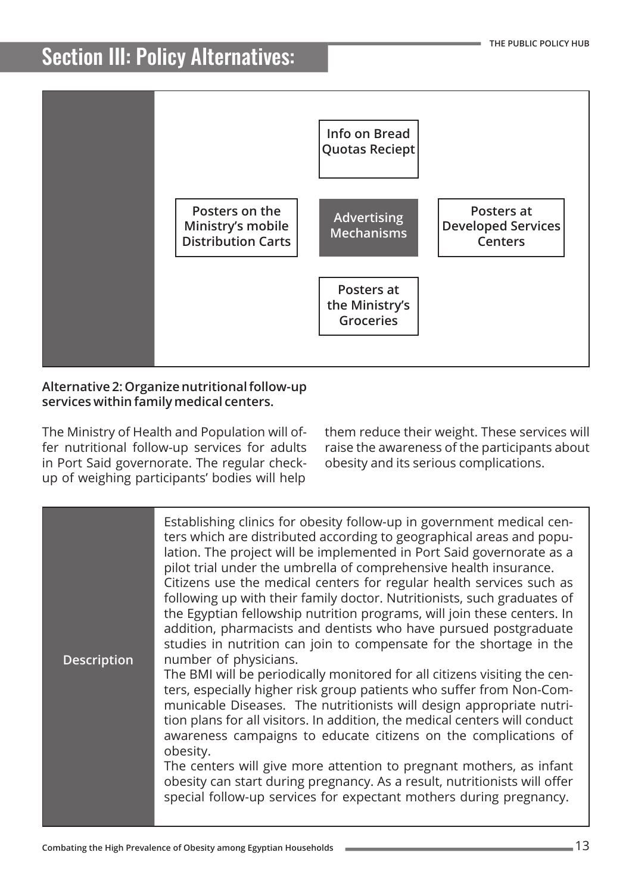# Section III: Policy Alternatives:

| | |
|---|---|
| | **Advertising Mechanisms**: Info on Bread Quotas Reciept; Posters on the Ministry's mobile Distribution Carts; Posters at Developed Services Centers; Posters at the Ministry's Groceries |

**Alternative 2: Organize nutritional follow-up services within family medical centers.**

The Ministry of Health and Population will offer nutritional follow-up services for adults in Port Said governorate. The regular check-up of weighing participants' bodies will help them reduce their weight. These services will raise the awareness of the participants about obesity and its serious complications.

| | |
|---|---|
| Description | Establishing clinics for obesity follow-up in government medical centers which are distributed according to geographical areas and population. The project will be implemented in Port Said governorate as a pilot trial under the umbrella of comprehensive health insurance.<br>Citizens use the medical centers for regular health services such as following up with their family doctor. Nutritionists, such graduates of the Egyptian fellowship nutrition programs, will join these centers. In addition, pharmacists and dentists who have pursued postgraduate studies in nutrition can join to compensate for the shortage in the number of physicians.<br>The BMI will be periodically monitored for all citizens visiting the centers, especially higher risk group patients who suffer from Non-Communicable Diseases. The nutritionists will design appropriate nutrition plans for all visitors. In addition, the medical centers will conduct awareness campaigns to educate citizens on the complications of obesity.<br>The centers will give more attention to pregnant mothers, as infant obesity can start during pregnancy. As a result, nutritionists will offer special follow-up services for expectant mothers during pregnancy. |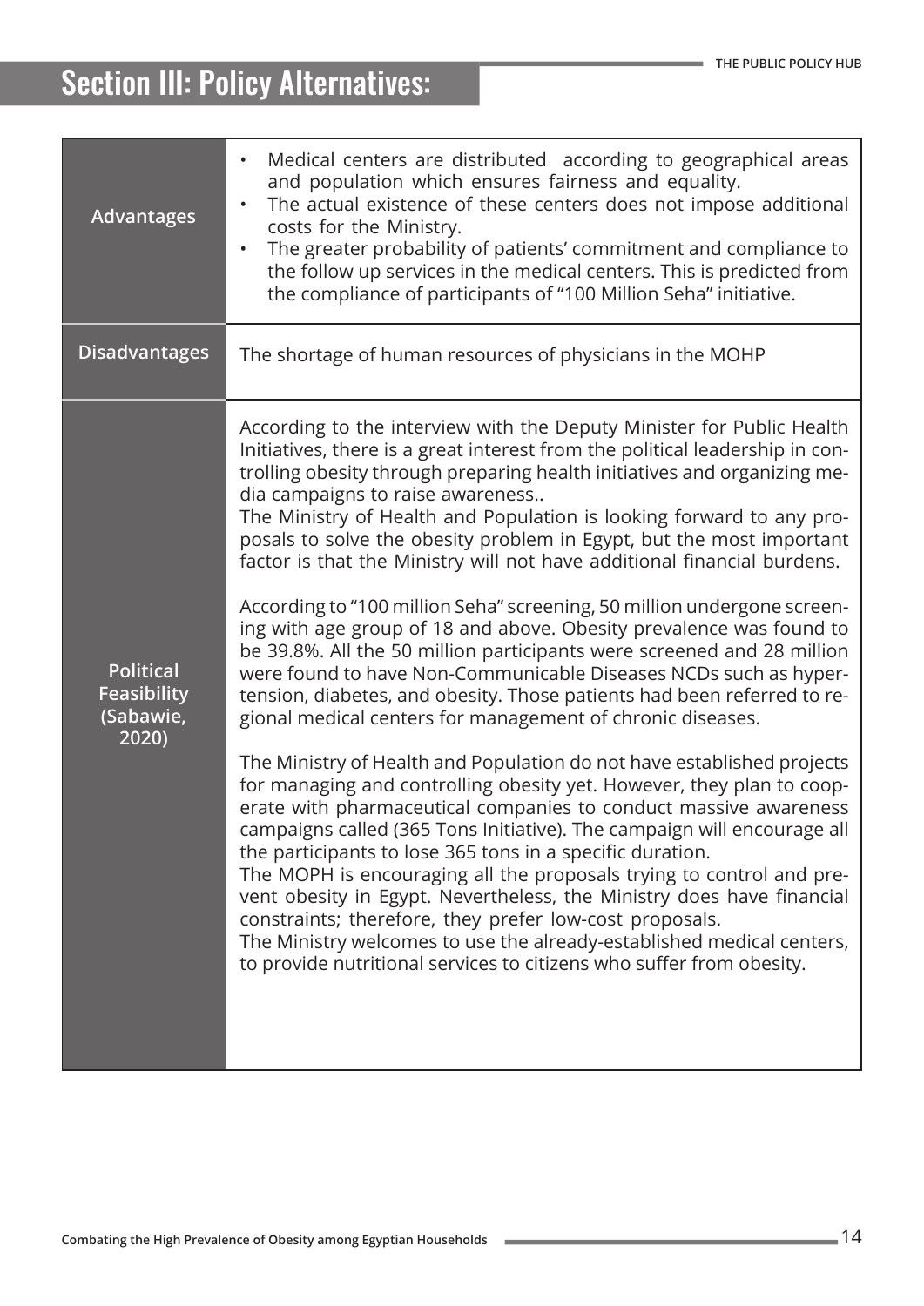# Section III: Policy Alternatives:

| | |
|---|---|
| **Advantages** | • Medical centers are distributed according to geographical areas and population which ensures fairness and equality.<br>• The actual existence of these centers does not impose additional costs for the Ministry.<br>• The greater probability of patients' commitment and compliance to the follow up services in the medical centers. This is predicted from the compliance of participants of "100 Million Seha" initiative. |
| **Disadvantages** | The shortage of human resources of physicians in the MOHP |
| **Political Feasibility (Sabawie, 2020)** | According to the interview with the Deputy Minister for Public Health Initiatives, there is a great interest from the political leadership in controlling obesity through preparing health initiatives and organizing media campaigns to raise awareness..<br>The Ministry of Health and Population is looking forward to any proposals to solve the obesity problem in Egypt, but the most important factor is that the Ministry will not have additional financial burdens.<br><br>According to "100 million Seha" screening, 50 million undergone screening with age group of 18 and above. Obesity prevalence was found to be 39.8%. All the 50 million participants were screened and 28 million were found to have Non-Communicable Diseases NCDs such as hypertension, diabetes, and obesity. Those patients had been referred to regional medical centers for management of chronic diseases.<br><br>The Ministry of Health and Population do not have established projects for managing and controlling obesity yet. However, they plan to cooperate with pharmaceutical companies to conduct massive awareness campaigns called (365 Tons Initiative). The campaign will encourage all the participants to lose 365 tons in a specific duration.<br>The MOPH is encouraging all the proposals trying to control and prevent obesity in Egypt. Nevertheless, the Ministry does have financial constraints; therefore, they prefer low-cost proposals.<br>The Ministry welcomes to use the already-established medical centers, to provide nutritional services to citizens who suffer from obesity. |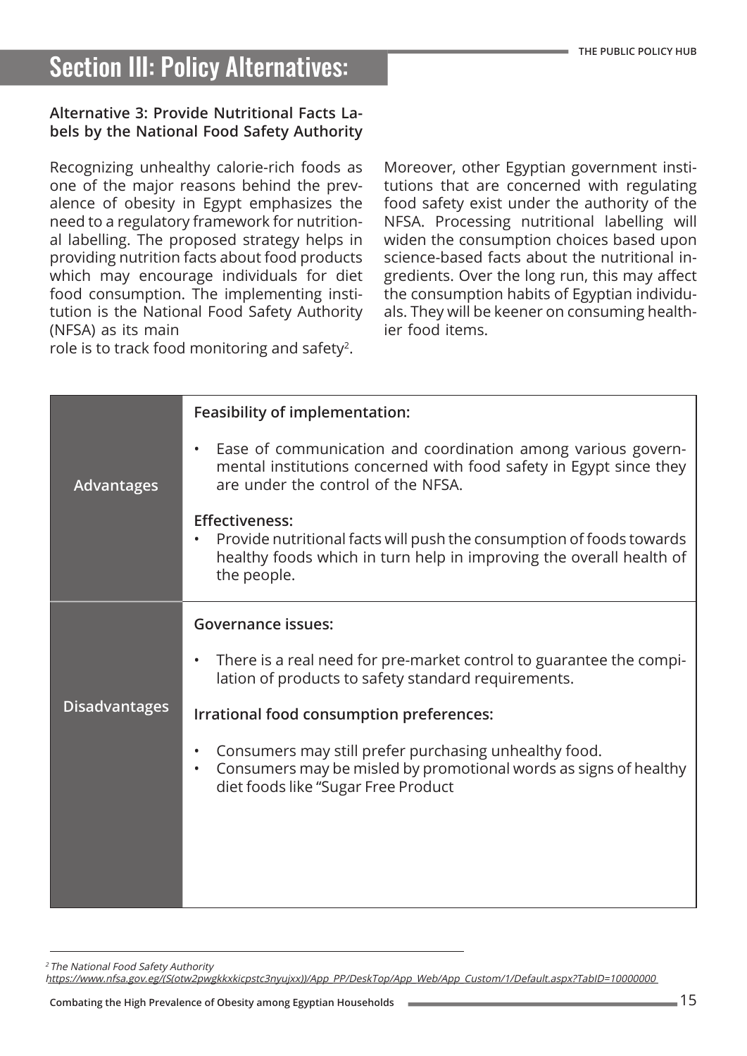# Section III: Policy Alternatives:

### Alternative 3: Provide Nutritional Facts Labels by the National Food Safety Authority

Recognizing unhealthy calorie-rich foods as one of the major reasons behind the prevalence of obesity in Egypt emphasizes the need to a regulatory framework for nutritional labelling. The proposed strategy helps in providing nutrition facts about food products which may encourage individuals for diet food consumption. The implementing institution is the National Food Safety Authority (NFSA) as its main role is to track food monitoring and safety[2].

Moreover, other Egyptian government institutions that are concerned with regulating food safety exist under the authority of the NFSA. Processing nutritional labelling will widen the consumption choices based upon science-based facts about the nutritional ingredients. Over the long run, this may affect the consumption habits of Egyptian individuals. They will be keener on consuming healthier food items.

| | |
|---|---|
| **Advantages** | **Feasibility of implementation:**<br>• Ease of communication and coordination among various governmental institutions concerned with food safety in Egypt since they are under the control of the NFSA.<br>**Effectiveness:**<br>• Provide nutritional facts will push the consumption of foods towards healthy foods which in turn help in improving the overall health of the people. |
| **Disadvantages** | **Governance issues:**<br>• There is a real need for pre-market control to guarantee the compilation of products to safety standard requirements.<br>**Irrational food consumption preferences:**<br>• Consumers may still prefer purchasing unhealthy food.<br>• Consumers may be misled by promotional words as signs of healthy diet foods like "Sugar Free Product |

[2] *The National Food Safety Authority*
*https://www.nfsa.gov.eg/(S(otw2pwgkkxkicpstc3nyujxx))/App_PP/DeskTop/App_Web/App_Custom/1/Default.aspx?TabID=10000000*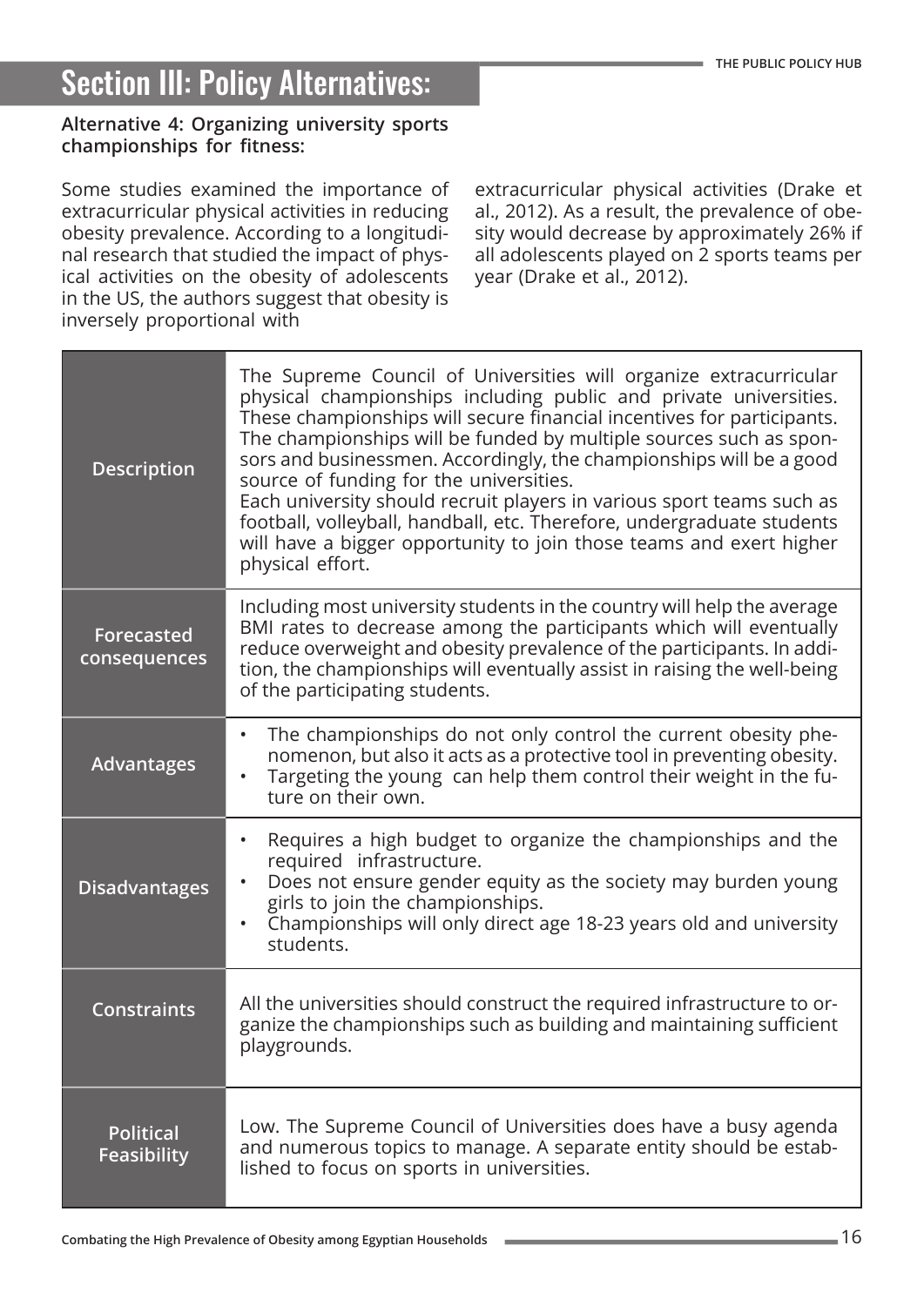# Section III: Policy Alternatives:

**Alternative 4: Organizing university sports championships for fitness:**

Some studies examined the importance of extracurricular physical activities in reducing obesity prevalence. According to a longitudinal research that studied the impact of physical activities on the obesity of adolescents in the US, the authors suggest that obesity is inversely proportional with extracurricular physical activities (Drake et al., 2012). As a result, the prevalence of obesity would decrease by approximately 26% if all adolescents played on 2 sports teams per year (Drake et al., 2012).

| | |
|---|---|
| **Description** | The Supreme Council of Universities will organize extracurricular physical championships including public and private universities. These championships will secure financial incentives for participants. The championships will be funded by multiple sources such as sponsors and businessmen. Accordingly, the championships will be a good source of funding for the universities.<br>Each university should recruit players in various sport teams such as football, volleyball, handball, etc. Therefore, undergraduate students will have a bigger opportunity to join those teams and exert higher physical effort. |
| **Forecasted consequences** | Including most university students in the country will help the average BMI rates to decrease among the participants which will eventually reduce overweight and obesity prevalence of the participants. In addition, the championships will eventually assist in raising the well-being of the participating students. |
| **Advantages** | • The championships do not only control the current obesity phenomenon, but also it acts as a protective tool in preventing obesity.<br>• Targeting the young can help them control their weight in the future on their own. |
| **Disadvantages** | • Requires a high budget to organize the championships and the required infrastructure.<br>• Does not ensure gender equity as the society may burden young girls to join the championships.<br>• Championships will only direct age 18-23 years old and university students. |
| **Constraints** | All the universities should construct the required infrastructure to organize the championships such as building and maintaining sufficient playgrounds. |
| **Political Feasibility** | Low. The Supreme Council of Universities does have a busy agenda and numerous topics to manage. A separate entity should be established to focus on sports in universities. |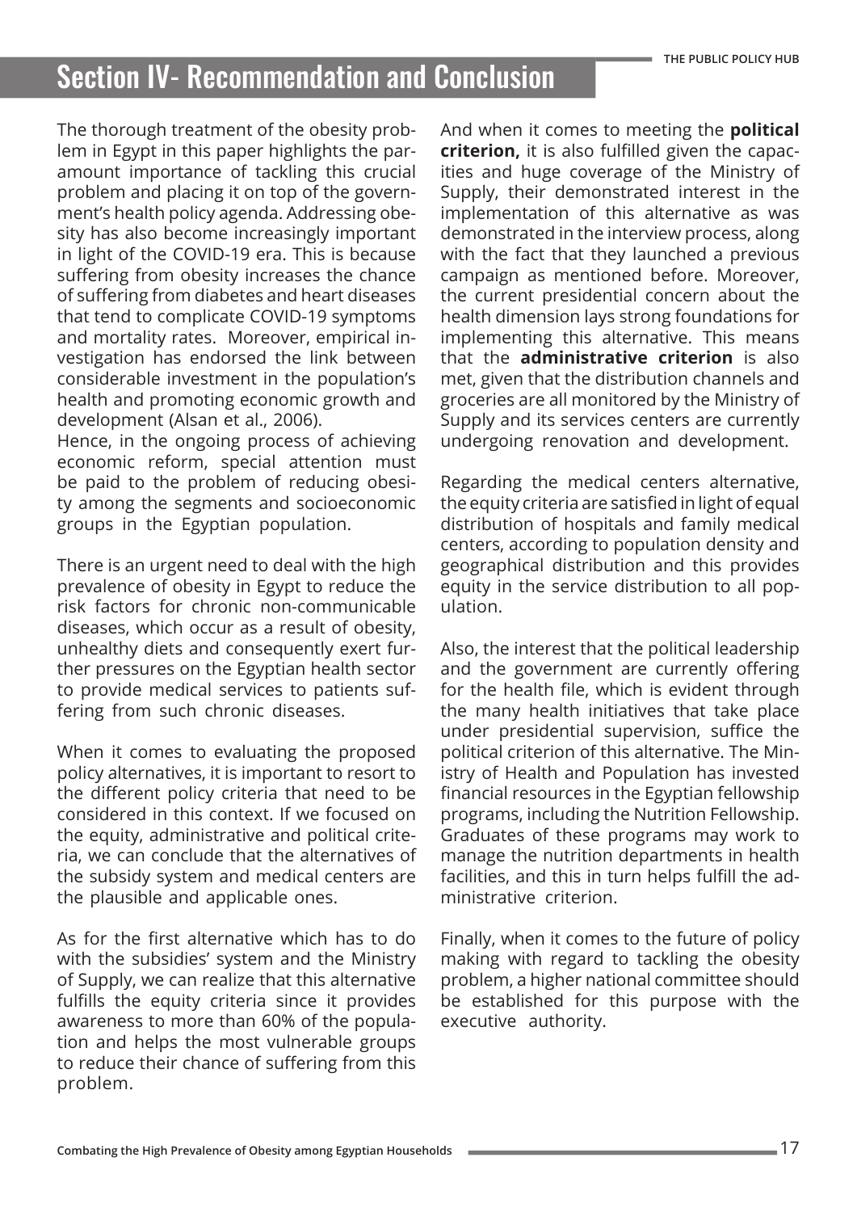# Section IV- Recommendation and Conclusion

The thorough treatment of the obesity problem in Egypt in this paper highlights the paramount importance of tackling this crucial problem and placing it on top of the government's health policy agenda. Addressing obesity has also become increasingly important in light of the COVID-19 era. This is because suffering from obesity increases the chance of suffering from diabetes and heart diseases that tend to complicate COVID-19 symptoms and mortality rates. Moreover, empirical investigation has endorsed the link between considerable investment in the population's health and promoting economic growth and development (Alsan et al., 2006).
Hence, in the ongoing process of achieving economic reform, special attention must be paid to the problem of reducing obesity among the segments and socioeconomic groups in the Egyptian population.

There is an urgent need to deal with the high prevalence of obesity in Egypt to reduce the risk factors for chronic non-communicable diseases, which occur as a result of obesity, unhealthy diets and consequently exert further pressures on the Egyptian health sector to provide medical services to patients suffering from such chronic diseases.

When it comes to evaluating the proposed policy alternatives, it is important to resort to the different policy criteria that need to be considered in this context. If we focused on the equity, administrative and political criteria, we can conclude that the alternatives of the subsidy system and medical centers are the plausible and applicable ones.

As for the first alternative which has to do with the subsidies' system and the Ministry of Supply, we can realize that this alternative fulfills the equity criteria since it provides awareness to more than 60% of the population and helps the most vulnerable groups to reduce their chance of suffering from this problem.

And when it comes to meeting the **political criterion,** it is also fulfilled given the capacities and huge coverage of the Ministry of Supply, their demonstrated interest in the implementation of this alternative as was demonstrated in the interview process, along with the fact that they launched a previous campaign as mentioned before. Moreover, the current presidential concern about the health dimension lays strong foundations for implementing this alternative. This means that the **administrative criterion** is also met, given that the distribution channels and groceries are all monitored by the Ministry of Supply and its services centers are currently undergoing renovation and development.

Regarding the medical centers alternative, the equity criteria are satisfied in light of equal distribution of hospitals and family medical centers, according to population density and geographical distribution and this provides equity in the service distribution to all population.

Also, the interest that the political leadership and the government are currently offering for the health file, which is evident through the many health initiatives that take place under presidential supervision, suffice the political criterion of this alternative. The Ministry of Health and Population has invested financial resources in the Egyptian fellowship programs, including the Nutrition Fellowship. Graduates of these programs may work to manage the nutrition departments in health facilities, and this in turn helps fulfill the administrative criterion.

Finally, when it comes to the future of policy making with regard to tackling the obesity problem, a higher national committee should be established for this purpose with the executive authority.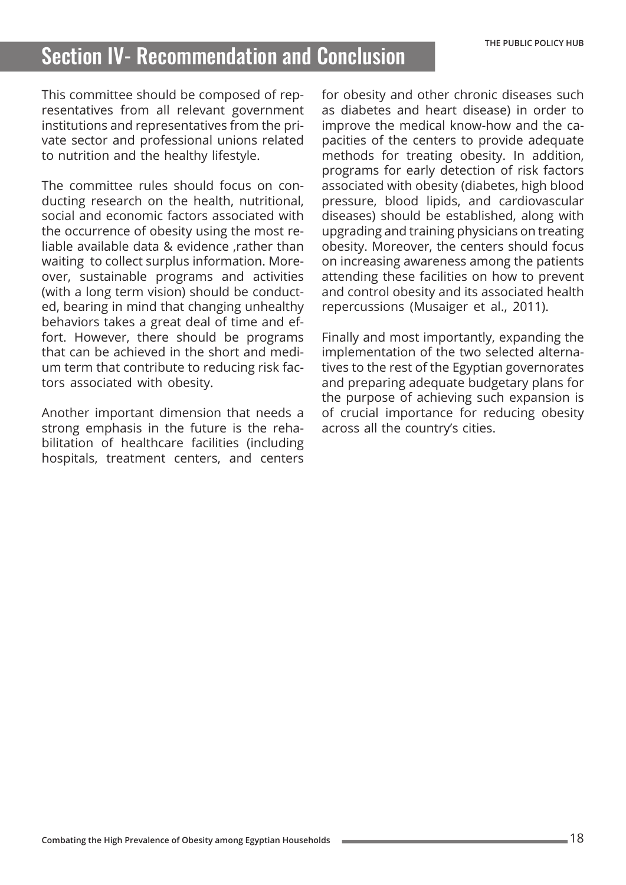# Section IV- Recommendation and Conclusion

This committee should be composed of representatives from all relevant government institutions and representatives from the private sector and professional unions related to nutrition and the healthy lifestyle.

The committee rules should focus on conducting research on the health, nutritional, social and economic factors associated with the occurrence of obesity using the most reliable available data & evidence ,rather than waiting to collect surplus information. Moreover, sustainable programs and activities (with a long term vision) should be conducted, bearing in mind that changing unhealthy behaviors takes a great deal of time and effort. However, there should be programs that can be achieved in the short and medium term that contribute to reducing risk factors associated with obesity.

Another important dimension that needs a strong emphasis in the future is the rehabilitation of healthcare facilities (including hospitals, treatment centers, and centers for obesity and other chronic diseases such as diabetes and heart disease) in order to improve the medical know-how and the capacities of the centers to provide adequate methods for treating obesity. In addition, programs for early detection of risk factors associated with obesity (diabetes, high blood pressure, blood lipids, and cardiovascular diseases) should be established, along with upgrading and training physicians on treating obesity. Moreover, the centers should focus on increasing awareness among the patients attending these facilities on how to prevent and control obesity and its associated health repercussions (Musaiger et al., 2011).

Finally and most importantly, expanding the implementation of the two selected alternatives to the rest of the Egyptian governorates and preparing adequate budgetary plans for the purpose of achieving such expansion is of crucial importance for reducing obesity across all the country's cities.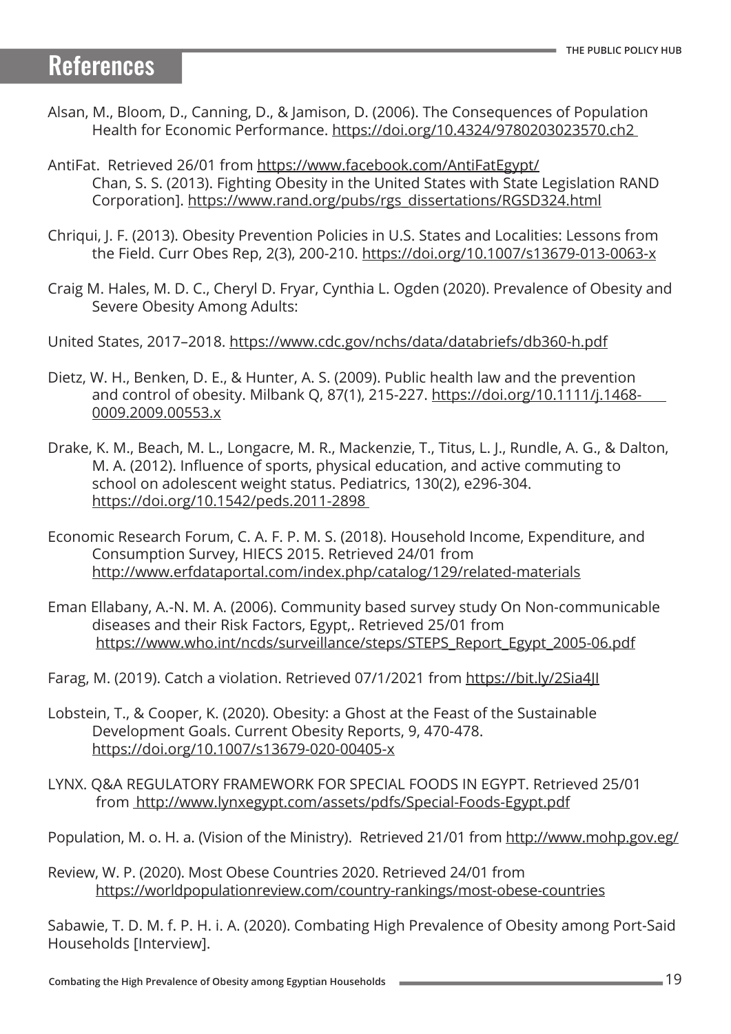# References

Alsan, M., Bloom, D., Canning, D., & Jamison, D. (2006). The Consequences of Population Health for Economic Performance. https://doi.org/10.4324/9780203023570.ch2

AntiFat. Retrieved 26/01 from https://www.facebook.com/AntiFatEgypt/
Chan, S. S. (2013). Fighting Obesity in the United States with State Legislation RAND Corporation]. https://www.rand.org/pubs/rgs_dissertations/RGSD324.html

Chriqui, J. F. (2013). Obesity Prevention Policies in U.S. States and Localities: Lessons from the Field. Curr Obes Rep, 2(3), 200-210. https://doi.org/10.1007/s13679-013-0063-x

Craig M. Hales, M. D. C., Cheryl D. Fryar, Cynthia L. Ogden (2020). Prevalence of Obesity and Severe Obesity Among Adults:

United States, 2017–2018. https://www.cdc.gov/nchs/data/databriefs/db360-h.pdf

Dietz, W. H., Benken, D. E., & Hunter, A. S. (2009). Public health law and the prevention and control of obesity. Milbank Q, 87(1), 215-227. https://doi.org/10.1111/j.1468-0009.2009.00553.x

Drake, K. M., Beach, M. L., Longacre, M. R., Mackenzie, T., Titus, L. J., Rundle, A. G., & Dalton, M. A. (2012). Influence of sports, physical education, and active commuting to school on adolescent weight status. Pediatrics, 130(2), e296-304. https://doi.org/10.1542/peds.2011-2898

Economic Research Forum, C. A. F. P. M. S. (2018). Household Income, Expenditure, and Consumption Survey, HIECS 2015. Retrieved 24/01 from http://www.erfdataportal.com/index.php/catalog/129/related-materials

Eman Ellabany, A.-N. M. A. (2006). Community based survey study On Non-communicable diseases and their Risk Factors, Egypt,. Retrieved 25/01 from https://www.who.int/ncds/surveillance/steps/STEPS_Report_Egypt_2005-06.pdf

Farag, M. (2019). Catch a violation. Retrieved 07/1/2021 from https://bit.ly/2Sia4JI

Lobstein, T., & Cooper, K. (2020). Obesity: a Ghost at the Feast of the Sustainable Development Goals. Current Obesity Reports, 9, 470-478. https://doi.org/10.1007/s13679-020-00405-x

LYNX. Q&A REGULATORY FRAMEWORK FOR SPECIAL FOODS IN EGYPT. Retrieved 25/01 from http://www.lynxegypt.com/assets/pdfs/Special-Foods-Egypt.pdf

Population, M. o. H. a. (Vision of the Ministry). Retrieved 21/01 from http://www.mohp.gov.eg/

Review, W. P. (2020). Most Obese Countries 2020. Retrieved 24/01 from https://worldpopulationreview.com/country-rankings/most-obese-countries

Sabawie, T. D. M. f. P. H. i. A. (2020). Combating High Prevalence of Obesity among Port-Said Households [Interview].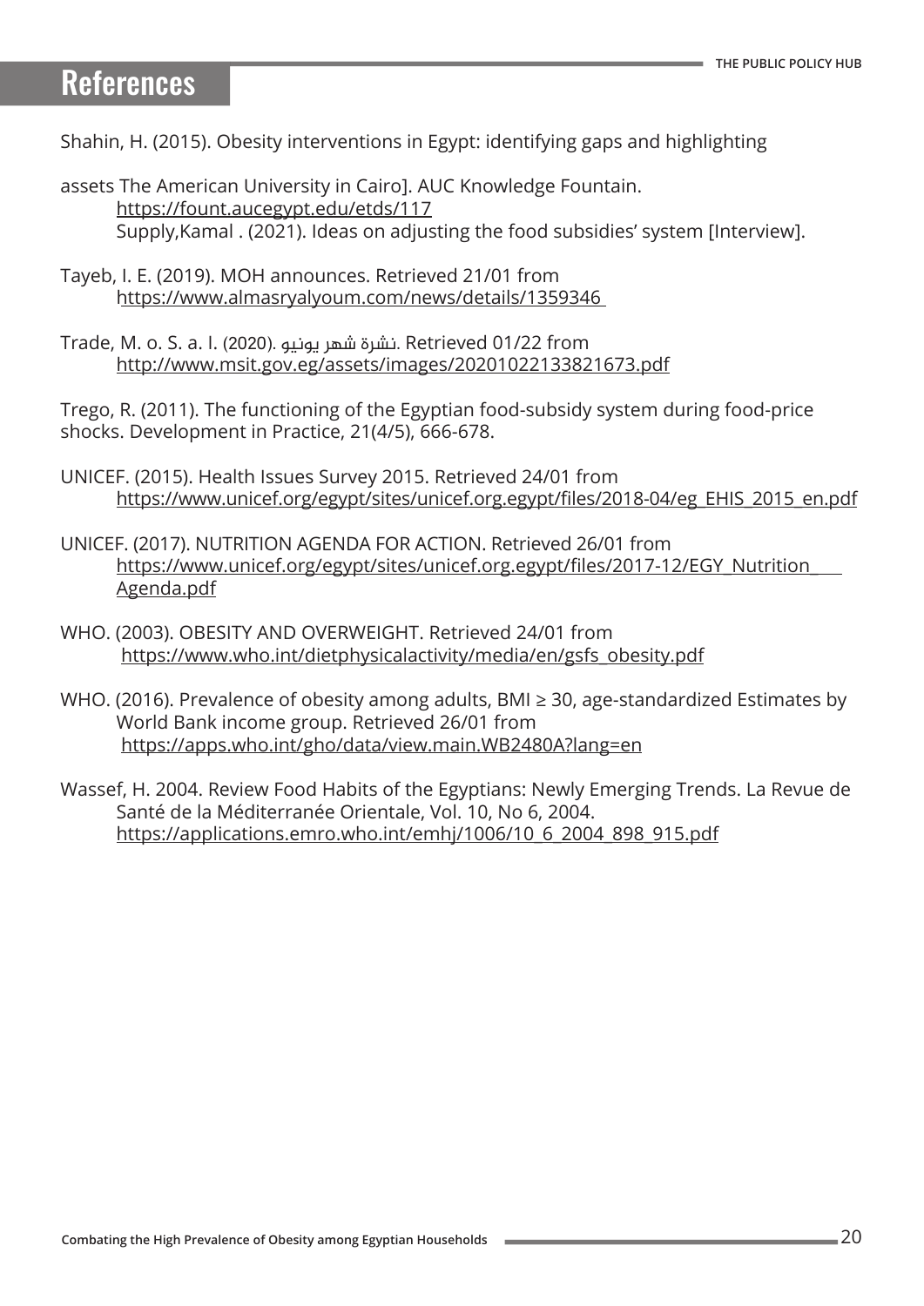# References

Shahin, H. (2015). Obesity interventions in Egypt: identifying gaps and highlighting

assets The American University in Cairo]. AUC Knowledge Fountain. https://fount.aucegypt.edu/etds/117
Supply,Kamal . (2021). Ideas on adjusting the food subsidies' system [Interview].

Tayeb, I. E. (2019). MOH announces. Retrieved 21/01 from https://www.almasryalyoum.com/news/details/1359346

Trade, M. o. S. a. I. (2020). نشرة شهر يونيو. Retrieved 01/22 from http://www.msit.gov.eg/assets/images/20201022133821673.pdf

Trego, R. (2011). The functioning of the Egyptian food-subsidy system during food-price shocks. Development in Practice, 21(4/5), 666-678.

UNICEF. (2015). Health Issues Survey 2015. Retrieved 24/01 from https://www.unicef.org/egypt/sites/unicef.org.egypt/files/2018-04/eg_EHIS_2015_en.pdf

UNICEF. (2017). NUTRITION AGENDA FOR ACTION. Retrieved 26/01 from https://www.unicef.org/egypt/sites/unicef.org.egypt/files/2017-12/EGY_Nutrition_Agenda.pdf

WHO. (2003). OBESITY AND OVERWEIGHT. Retrieved 24/01 from https://www.who.int/dietphysicalactivity/media/en/gsfs_obesity.pdf

WHO. (2016). Prevalence of obesity among adults, BMI ≥ 30, age-standardized Estimates by World Bank income group. Retrieved 26/01 from https://apps.who.int/gho/data/view.main.WB2480A?lang=en

Wassef, H. 2004. Review Food Habits of the Egyptians: Newly Emerging Trends. La Revue de Santé de la Méditerranée Orientale, Vol. 10, No 6, 2004. https://applications.emro.who.int/emhj/1006/10_6_2004_898_915.pdf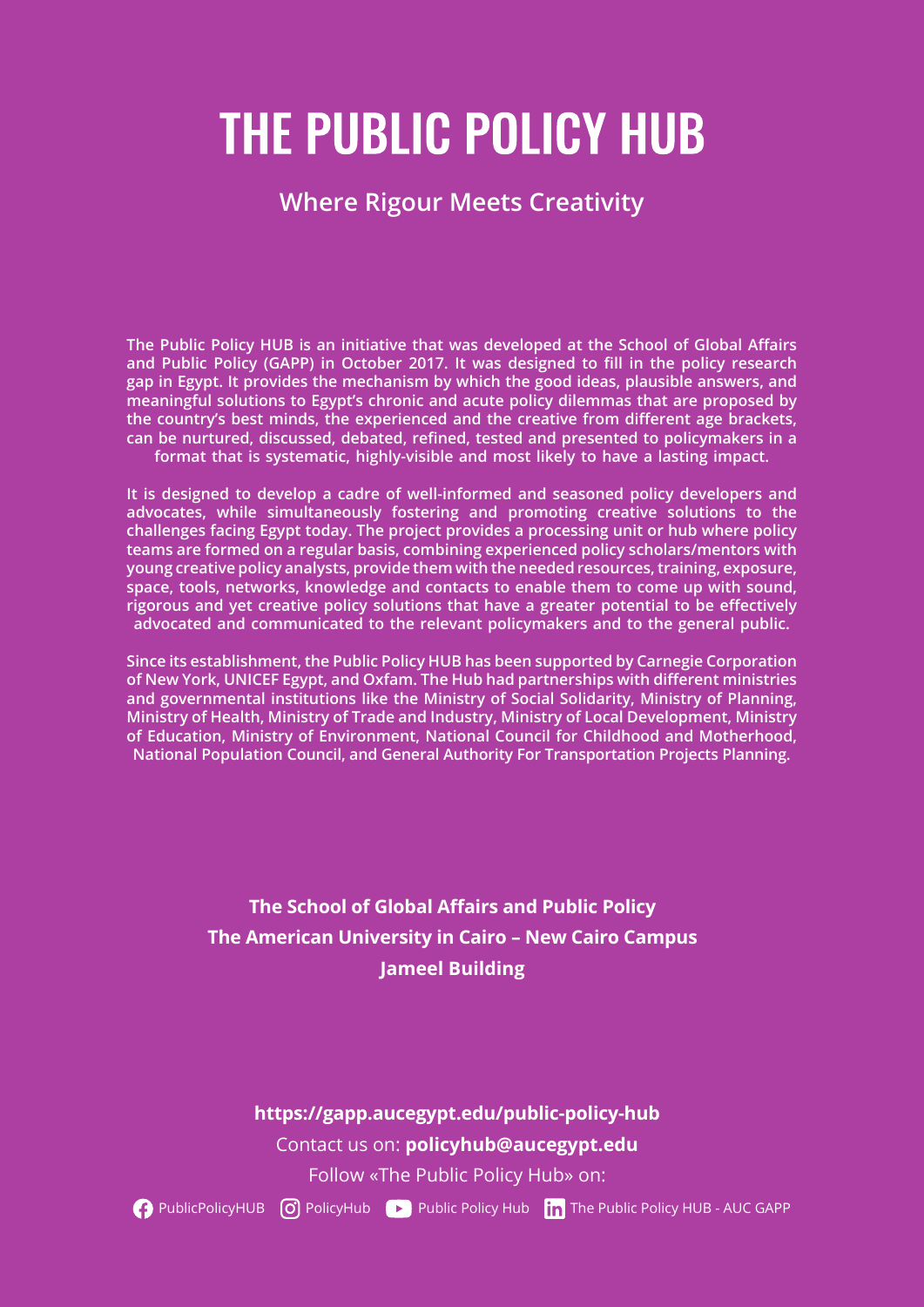# THE PUBLIC POLICY HUB

**Where Rigour Meets Creativity**

**The Public Policy HUB is an initiative that was developed at the School of Global Affairs and Public Policy (GAPP) in October 2017. It was designed to fill in the policy research gap in Egypt. It provides the mechanism by which the good ideas, plausible answers, and meaningful solutions to Egypt's chronic and acute policy dilemmas that are proposed by the country's best minds, the experienced and the creative from different age brackets, can be nurtured, discussed, debated, refined, tested and presented to policymakers in a format that is systematic, highly-visible and most likely to have a lasting impact.**

**It is designed to develop a cadre of well-informed and seasoned policy developers and advocates, while simultaneously fostering and promoting creative solutions to the challenges facing Egypt today. The project provides a processing unit or hub where policy teams are formed on a regular basis, combining experienced policy scholars/mentors with young creative policy analysts, provide them with the needed resources, training, exposure, space, tools, networks, knowledge and contacts to enable them to come up with sound, rigorous and yet creative policy solutions that have a greater potential to be effectively advocated and communicated to the relevant policymakers and to the general public.**

**Since its establishment, the Public Policy HUB has been supported by Carnegie Corporation of New York, UNICEF Egypt, and Oxfam. The Hub had partnerships with different ministries and governmental institutions like the Ministry of Social Solidarity, Ministry of Planning, Ministry of Health, Ministry of Trade and Industry, Ministry of Local Development, Ministry of Education, Ministry of Environment, National Council for Childhood and Motherhood, National Population Council, and General Authority For Transportation Projects Planning.**

**The School of Global Affairs and Public Policy**
**The American University in Cairo – New Cairo Campus**
**Jameel Building**

**https://gapp.aucegypt.edu/public-policy-hub**

Contact us on: **policyhub@aucegypt.edu**

Follow «The Public Policy Hub» on:

PublicPolicyHUB | PolicyHub | Public Policy Hub | The Public Policy HUB - AUC GAPP